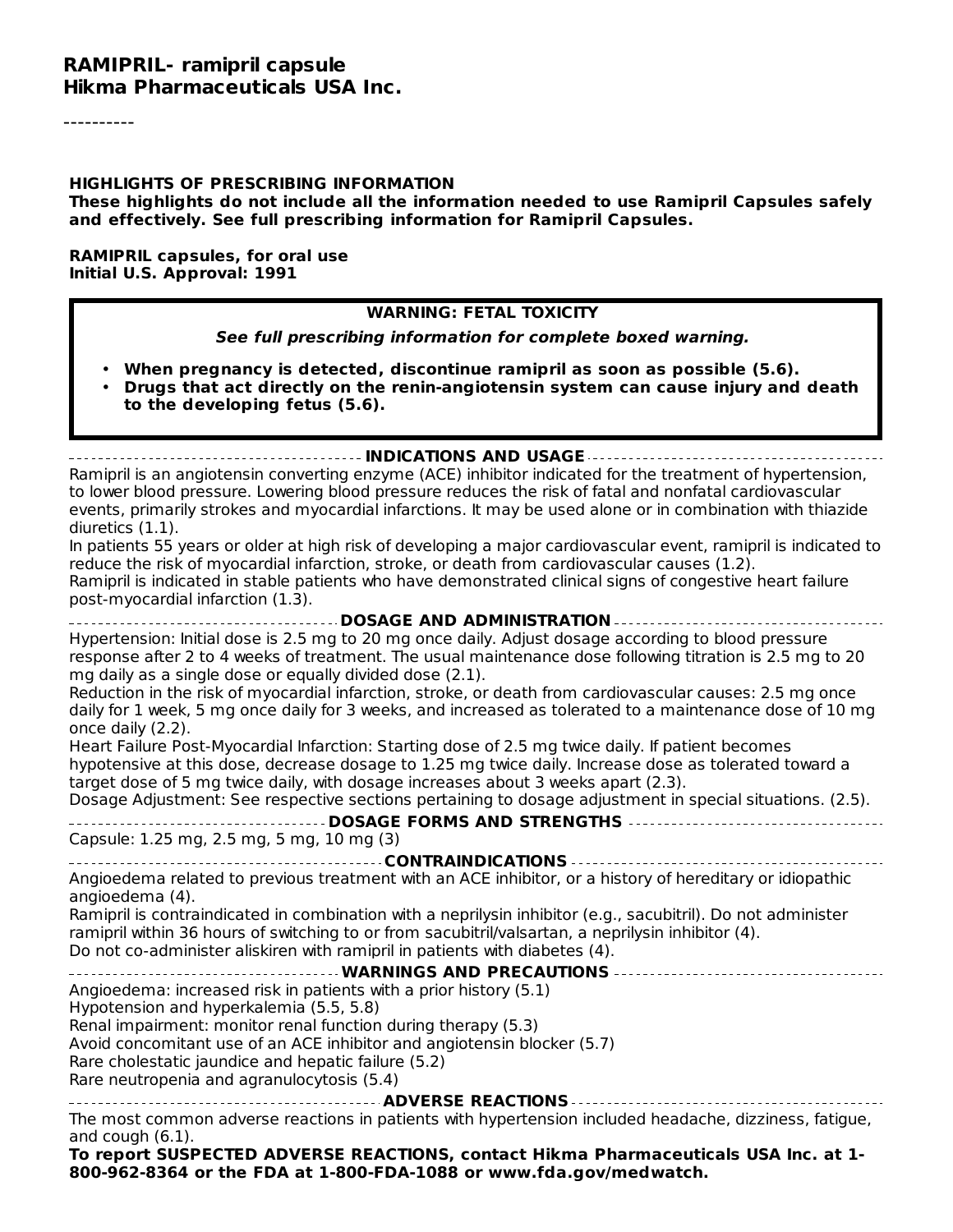# RAMIPRIL- ramipril capsule
# Hikma Pharmaceuticals USA Inc.

----------

**HIGHLIGHTS OF PRESCRIBING INFORMATION**
**These highlights do not include all the information needed to use Ramipril Capsules safely and effectively. See full prescribing information for Ramipril Capsules.**

**RAMIPRIL capsules, for oral use**
**Initial U.S. Approval: 1991**

**WARNING: FETAL TOXICITY**

***See full prescribing information for complete boxed warning.***

- **When pregnancy is detected, discontinue ramipril as soon as possible (5.6).**
- **Drugs that act directly on the renin-angiotensin system can cause injury and death to the developing fetus (5.6).**

## INDICATIONS AND USAGE

Ramipril is an angiotensin converting enzyme (ACE) inhibitor indicated for the treatment of hypertension, to lower blood pressure. Lowering blood pressure reduces the risk of fatal and nonfatal cardiovascular events, primarily strokes and myocardial infarctions. It may be used alone or in combination with thiazide diuretics (1.1).
In patients 55 years or older at high risk of developing a major cardiovascular event, ramipril is indicated to reduce the risk of myocardial infarction, stroke, or death from cardiovascular causes (1.2).
Ramipril is indicated in stable patients who have demonstrated clinical signs of congestive heart failure post-myocardial infarction (1.3).

## DOSAGE AND ADMINISTRATION

Hypertension: Initial dose is 2.5 mg to 20 mg once daily. Adjust dosage according to blood pressure response after 2 to 4 weeks of treatment. The usual maintenance dose following titration is 2.5 mg to 20 mg daily as a single dose or equally divided dose (2.1).
Reduction in the risk of myocardial infarction, stroke, or death from cardiovascular causes: 2.5 mg once daily for 1 week, 5 mg once daily for 3 weeks, and increased as tolerated to a maintenance dose of 10 mg once daily (2.2).
Heart Failure Post-Myocardial Infarction: Starting dose of 2.5 mg twice daily. If patient becomes hypotensive at this dose, decrease dosage to 1.25 mg twice daily. Increase dose as tolerated toward a target dose of 5 mg twice daily, with dosage increases about 3 weeks apart (2.3).
Dosage Adjustment: See respective sections pertaining to dosage adjustment in special situations. (2.5).

## DOSAGE FORMS AND STRENGTHS

Capsule: 1.25 mg, 2.5 mg, 5 mg, 10 mg (3)

## CONTRAINDICATIONS

Angioedema related to previous treatment with an ACE inhibitor, or a history of hereditary or idiopathic angioedema (4).
Ramipril is contraindicated in combination with a neprilysin inhibitor (e.g., sacubitril). Do not administer ramipril within 36 hours of switching to or from sacubitril/valsartan, a neprilysin inhibitor (4).
Do not co-administer aliskiren with ramipril in patients with diabetes (4).

## WARNINGS AND PRECAUTIONS

Angioedema: increased risk in patients with a prior history (5.1)
Hypotension and hyperkalemia (5.5, 5.8)
Renal impairment: monitor renal function during therapy (5.3)
Avoid concomitant use of an ACE inhibitor and angiotensin blocker (5.7)
Rare cholestatic jaundice and hepatic failure (5.2)
Rare neutropenia and agranulocytosis (5.4)

## ADVERSE REACTIONS

The most common adverse reactions in patients with hypertension included headache, dizziness, fatigue, and cough (6.1).
**To report SUSPECTED ADVERSE REACTIONS, contact Hikma Pharmaceuticals USA Inc. at 1-800-962-8364 or the FDA at 1-800-FDA-1088 or www.fda.gov/medwatch.**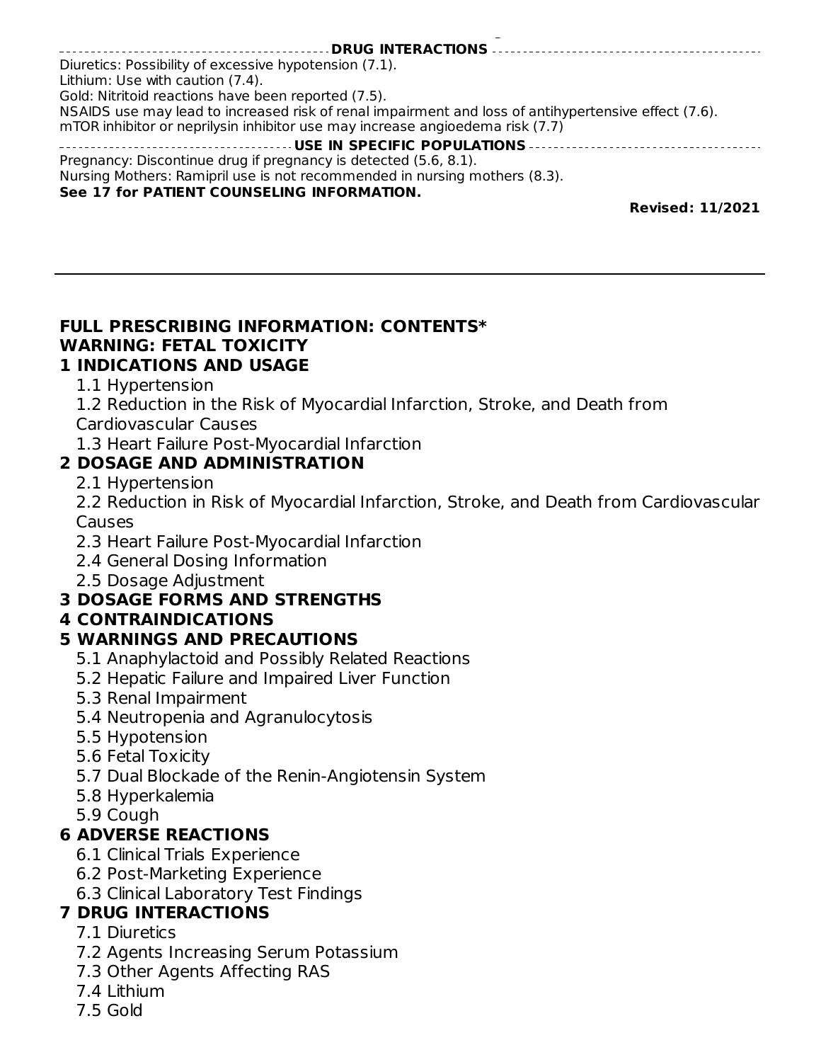## DRUG INTERACTIONS

Diuretics: Possibility of excessive hypotension (7.1).
Lithium: Use with caution (7.4).
Gold: Nitritoid reactions have been reported (7.5).
NSAIDS use may lead to increased risk of renal impairment and loss of antihypertensive effect (7.6).
mTOR inhibitor or neprilysin inhibitor use may increase angioedema risk (7.7)

## USE IN SPECIFIC POPULATIONS

Pregnancy: Discontinue drug if pregnancy is detected (5.6, 8.1).
Nursing Mothers: Ramipril use is not recommended in nursing mothers (8.3).
**See 17 for PATIENT COUNSELING INFORMATION.**

**Revised: 11/2021**

---

## FULL PRESCRIBING INFORMATION: CONTENTS*

**WARNING: FETAL TOXICITY**

**1 INDICATIONS AND USAGE**
- 1.1 Hypertension
- 1.2 Reduction in the Risk of Myocardial Infarction, Stroke, and Death from Cardiovascular Causes
- 1.3 Heart Failure Post-Myocardial Infarction

**2 DOSAGE AND ADMINISTRATION**
- 2.1 Hypertension
- 2.2 Reduction in Risk of Myocardial Infarction, Stroke, and Death from Cardiovascular Causes
- 2.3 Heart Failure Post-Myocardial Infarction
- 2.4 General Dosing Information
- 2.5 Dosage Adjustment

**3 DOSAGE FORMS AND STRENGTHS**

**4 CONTRAINDICATIONS**

**5 WARNINGS AND PRECAUTIONS**
- 5.1 Anaphylactoid and Possibly Related Reactions
- 5.2 Hepatic Failure and Impaired Liver Function
- 5.3 Renal Impairment
- 5.4 Neutropenia and Agranulocytosis
- 5.5 Hypotension
- 5.6 Fetal Toxicity
- 5.7 Dual Blockade of the Renin-Angiotensin System
- 5.8 Hyperkalemia
- 5.9 Cough

**6 ADVERSE REACTIONS**
- 6.1 Clinical Trials Experience
- 6.2 Post-Marketing Experience
- 6.3 Clinical Laboratory Test Findings

**7 DRUG INTERACTIONS**
- 7.1 Diuretics
- 7.2 Agents Increasing Serum Potassium
- 7.3 Other Agents Affecting RAS
- 7.4 Lithium
- 7.5 Gold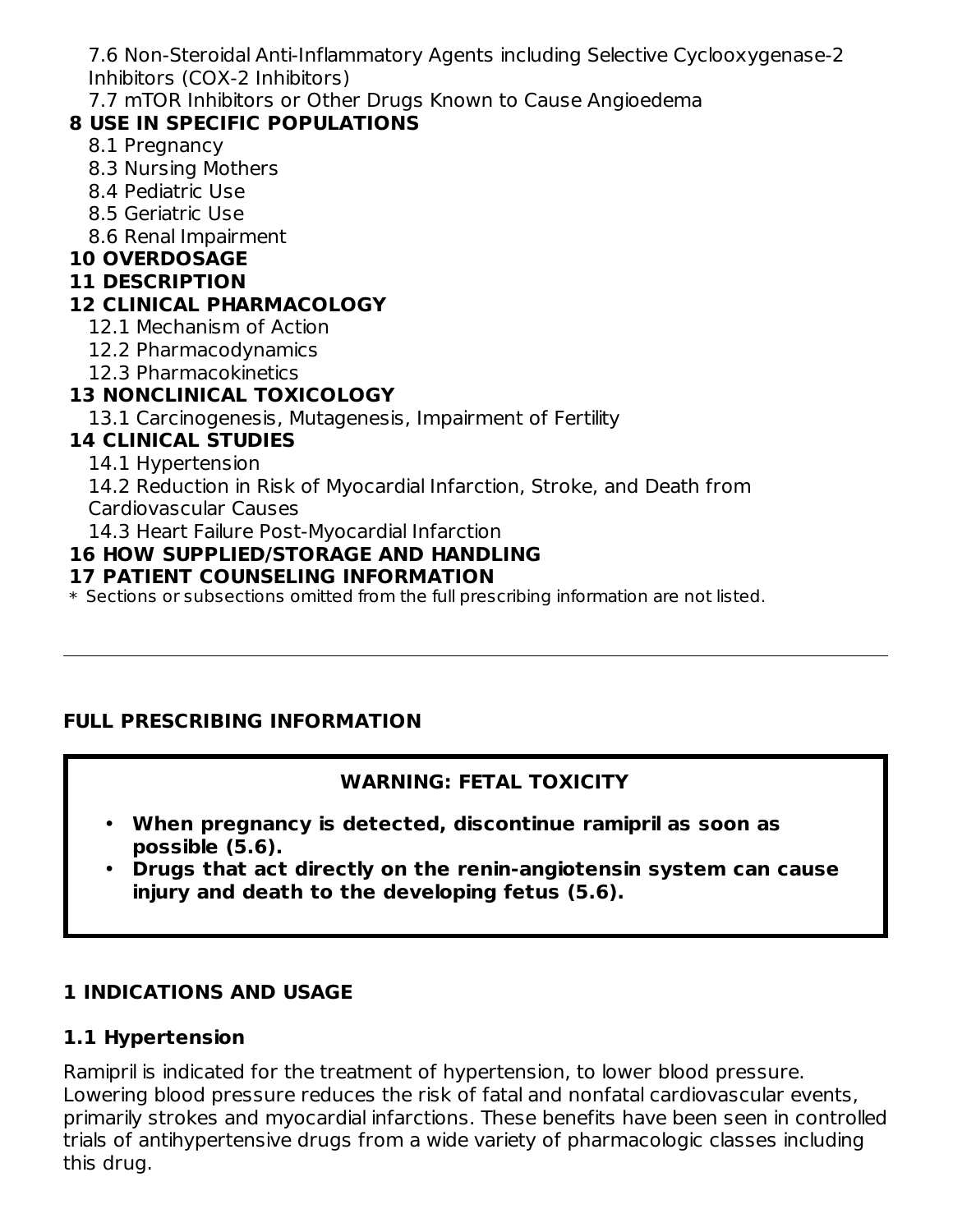7.6 Non-Steroidal Anti-Inflammatory Agents including Selective Cyclooxygenase-2 Inhibitors (COX-2 Inhibitors)

7.7 mTOR Inhibitors or Other Drugs Known to Cause Angioedema

**8 USE IN SPECIFIC POPULATIONS**

8.1 Pregnancy

8.3 Nursing Mothers

8.4 Pediatric Use

8.5 Geriatric Use

8.6 Renal Impairment

**10 OVERDOSAGE**

**11 DESCRIPTION**

**12 CLINICAL PHARMACOLOGY**

12.1 Mechanism of Action

12.2 Pharmacodynamics

12.3 Pharmacokinetics

**13 NONCLINICAL TOXICOLOGY**

13.1 Carcinogenesis, Mutagenesis, Impairment of Fertility

**14 CLINICAL STUDIES**

14.1 Hypertension

14.2 Reduction in Risk of Myocardial Infarction, Stroke, and Death from Cardiovascular Causes

14.3 Heart Failure Post-Myocardial Infarction

**16 HOW SUPPLIED/STORAGE AND HANDLING**

**17 PATIENT COUNSELING INFORMATION**

* Sections or subsections omitted from the full prescribing information are not listed.

---

## FULL PRESCRIBING INFORMATION

**WARNING: FETAL TOXICITY**

- **When pregnancy is detected, discontinue ramipril as soon as possible (5.6).**
- **Drugs that act directly on the renin-angiotensin system can cause injury and death to the developing fetus (5.6).**

## 1 INDICATIONS AND USAGE

### 1.1 Hypertension

Ramipril is indicated for the treatment of hypertension, to lower blood pressure. Lowering blood pressure reduces the risk of fatal and nonfatal cardiovascular events, primarily strokes and myocardial infarctions. These benefits have been seen in controlled trials of antihypertensive drugs from a wide variety of pharmacologic classes including this drug.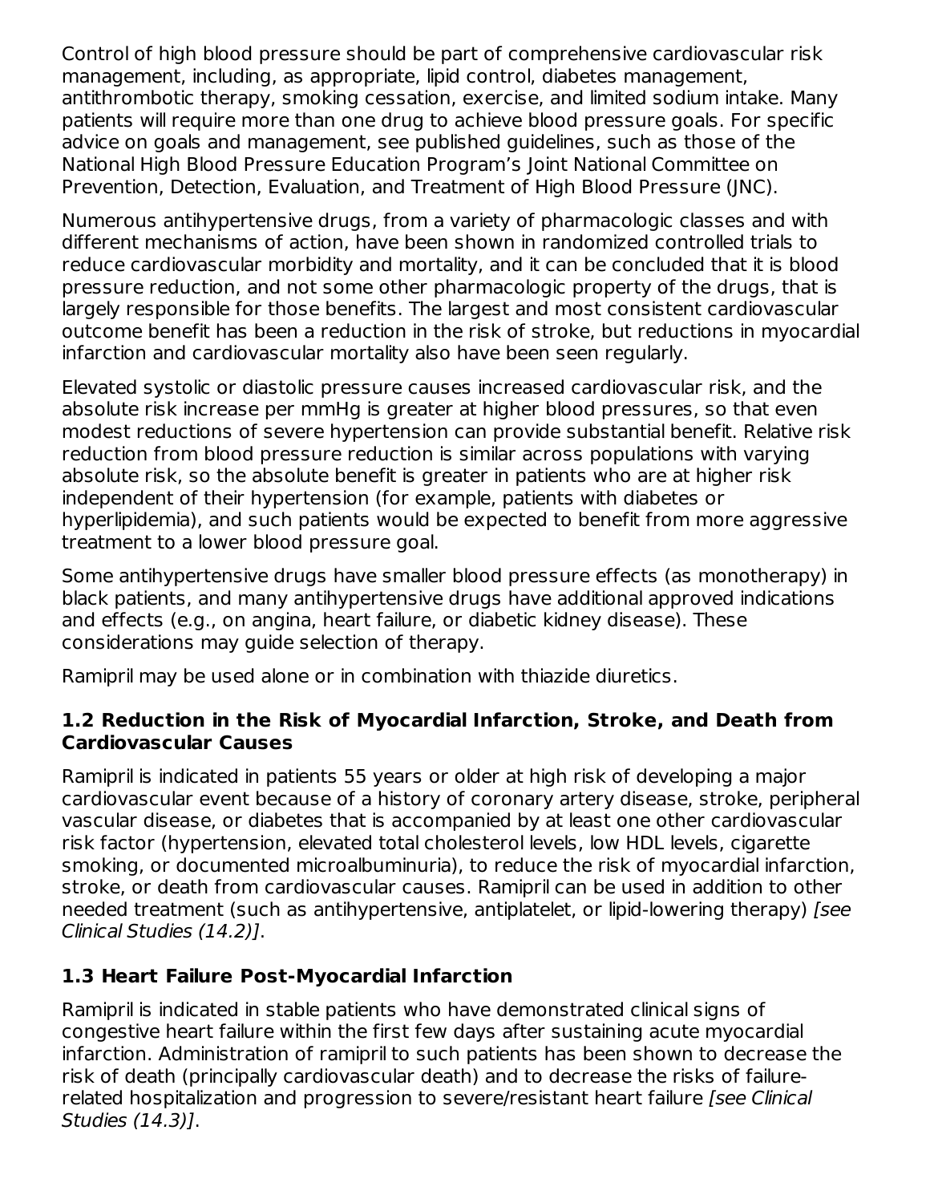Control of high blood pressure should be part of comprehensive cardiovascular risk management, including, as appropriate, lipid control, diabetes management, antithrombotic therapy, smoking cessation, exercise, and limited sodium intake. Many patients will require more than one drug to achieve blood pressure goals. For specific advice on goals and management, see published guidelines, such as those of the National High Blood Pressure Education Program's Joint National Committee on Prevention, Detection, Evaluation, and Treatment of High Blood Pressure (JNC).

Numerous antihypertensive drugs, from a variety of pharmacologic classes and with different mechanisms of action, have been shown in randomized controlled trials to reduce cardiovascular morbidity and mortality, and it can be concluded that it is blood pressure reduction, and not some other pharmacologic property of the drugs, that is largely responsible for those benefits. The largest and most consistent cardiovascular outcome benefit has been a reduction in the risk of stroke, but reductions in myocardial infarction and cardiovascular mortality also have been seen regularly.

Elevated systolic or diastolic pressure causes increased cardiovascular risk, and the absolute risk increase per mmHg is greater at higher blood pressures, so that even modest reductions of severe hypertension can provide substantial benefit. Relative risk reduction from blood pressure reduction is similar across populations with varying absolute risk, so the absolute benefit is greater in patients who are at higher risk independent of their hypertension (for example, patients with diabetes or hyperlipidemia), and such patients would be expected to benefit from more aggressive treatment to a lower blood pressure goal.

Some antihypertensive drugs have smaller blood pressure effects (as monotherapy) in black patients, and many antihypertensive drugs have additional approved indications and effects (e.g., on angina, heart failure, or diabetic kidney disease). These considerations may guide selection of therapy.

Ramipril may be used alone or in combination with thiazide diuretics.

### 1.2 Reduction in the Risk of Myocardial Infarction, Stroke, and Death from Cardiovascular Causes

Ramipril is indicated in patients 55 years or older at high risk of developing a major cardiovascular event because of a history of coronary artery disease, stroke, peripheral vascular disease, or diabetes that is accompanied by at least one other cardiovascular risk factor (hypertension, elevated total cholesterol levels, low HDL levels, cigarette smoking, or documented microalbuminuria), to reduce the risk of myocardial infarction, stroke, or death from cardiovascular causes. Ramipril can be used in addition to other needed treatment (such as antihypertensive, antiplatelet, or lipid-lowering therapy) *[see Clinical Studies (14.2)]*.

### 1.3 Heart Failure Post-Myocardial Infarction

Ramipril is indicated in stable patients who have demonstrated clinical signs of congestive heart failure within the first few days after sustaining acute myocardial infarction. Administration of ramipril to such patients has been shown to decrease the risk of death (principally cardiovascular death) and to decrease the risks of failure-related hospitalization and progression to severe/resistant heart failure *[see Clinical Studies (14.3)]*.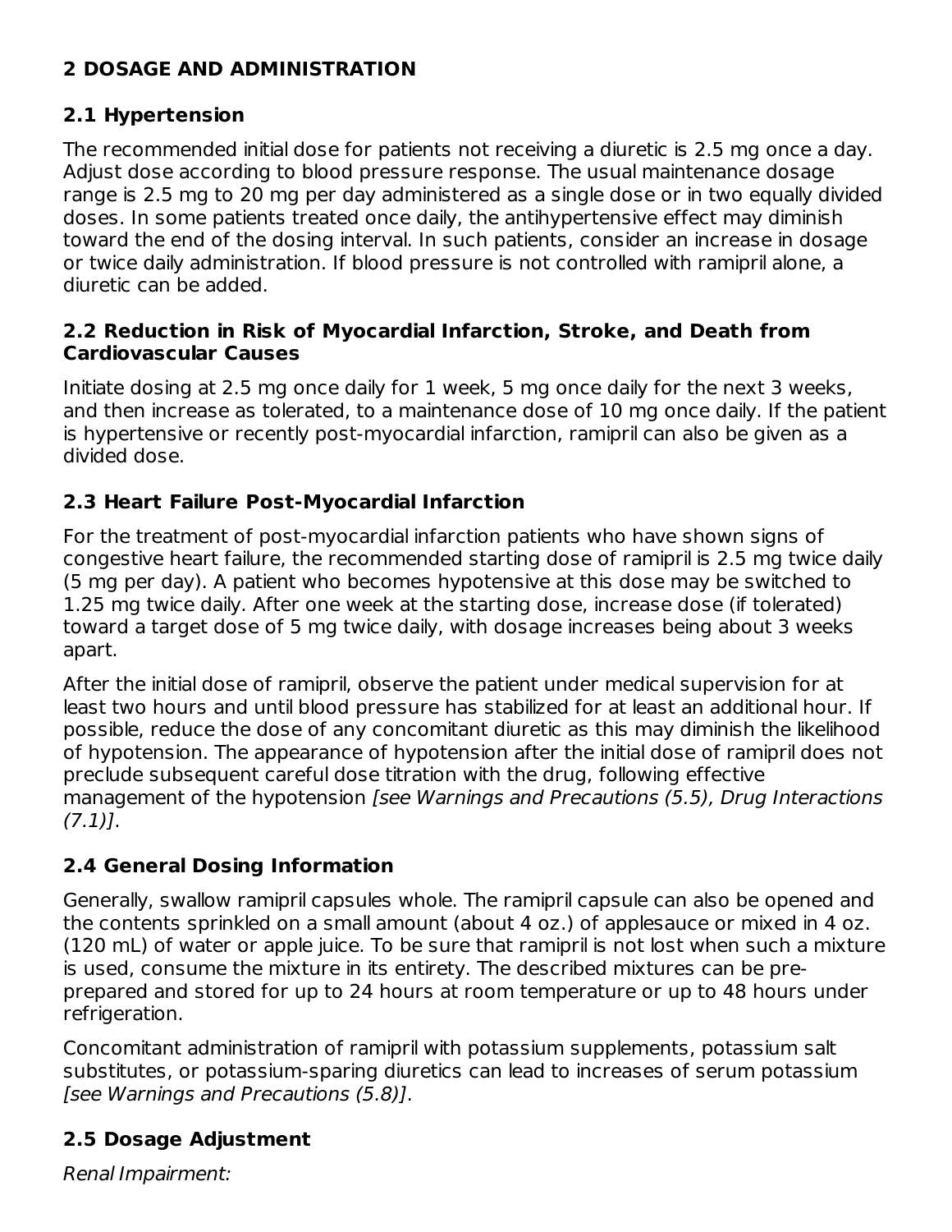## 2 DOSAGE AND ADMINISTRATION

### 2.1 Hypertension

The recommended initial dose for patients not receiving a diuretic is 2.5 mg once a day. Adjust dose according to blood pressure response. The usual maintenance dosage range is 2.5 mg to 20 mg per day administered as a single dose or in two equally divided doses. In some patients treated once daily, the antihypertensive effect may diminish toward the end of the dosing interval. In such patients, consider an increase in dosage or twice daily administration. If blood pressure is not controlled with ramipril alone, a diuretic can be added.

### 2.2 Reduction in Risk of Myocardial Infarction, Stroke, and Death from Cardiovascular Causes

Initiate dosing at 2.5 mg once daily for 1 week, 5 mg once daily for the next 3 weeks, and then increase as tolerated, to a maintenance dose of 10 mg once daily. If the patient is hypertensive or recently post-myocardial infarction, ramipril can also be given as a divided dose.

### 2.3 Heart Failure Post-Myocardial Infarction

For the treatment of post-myocardial infarction patients who have shown signs of congestive heart failure, the recommended starting dose of ramipril is 2.5 mg twice daily (5 mg per day). A patient who becomes hypotensive at this dose may be switched to 1.25 mg twice daily. After one week at the starting dose, increase dose (if tolerated) toward a target dose of 5 mg twice daily, with dosage increases being about 3 weeks apart.

After the initial dose of ramipril, observe the patient under medical supervision for at least two hours and until blood pressure has stabilized for at least an additional hour. If possible, reduce the dose of any concomitant diuretic as this may diminish the likelihood of hypotension. The appearance of hypotension after the initial dose of ramipril does not preclude subsequent careful dose titration with the drug, following effective management of the hypotension *[see Warnings and Precautions (5.5), Drug Interactions (7.1)]*.

### 2.4 General Dosing Information

Generally, swallow ramipril capsules whole. The ramipril capsule can also be opened and the contents sprinkled on a small amount (about 4 oz.) of applesauce or mixed in 4 oz. (120 mL) of water or apple juice. To be sure that ramipril is not lost when such a mixture is used, consume the mixture in its entirety. The described mixtures can be pre-prepared and stored for up to 24 hours at room temperature or up to 48 hours under refrigeration.

Concomitant administration of ramipril with potassium supplements, potassium salt substitutes, or potassium-sparing diuretics can lead to increases of serum potassium *[see Warnings and Precautions (5.8)]*.

### 2.5 Dosage Adjustment

*Renal Impairment:*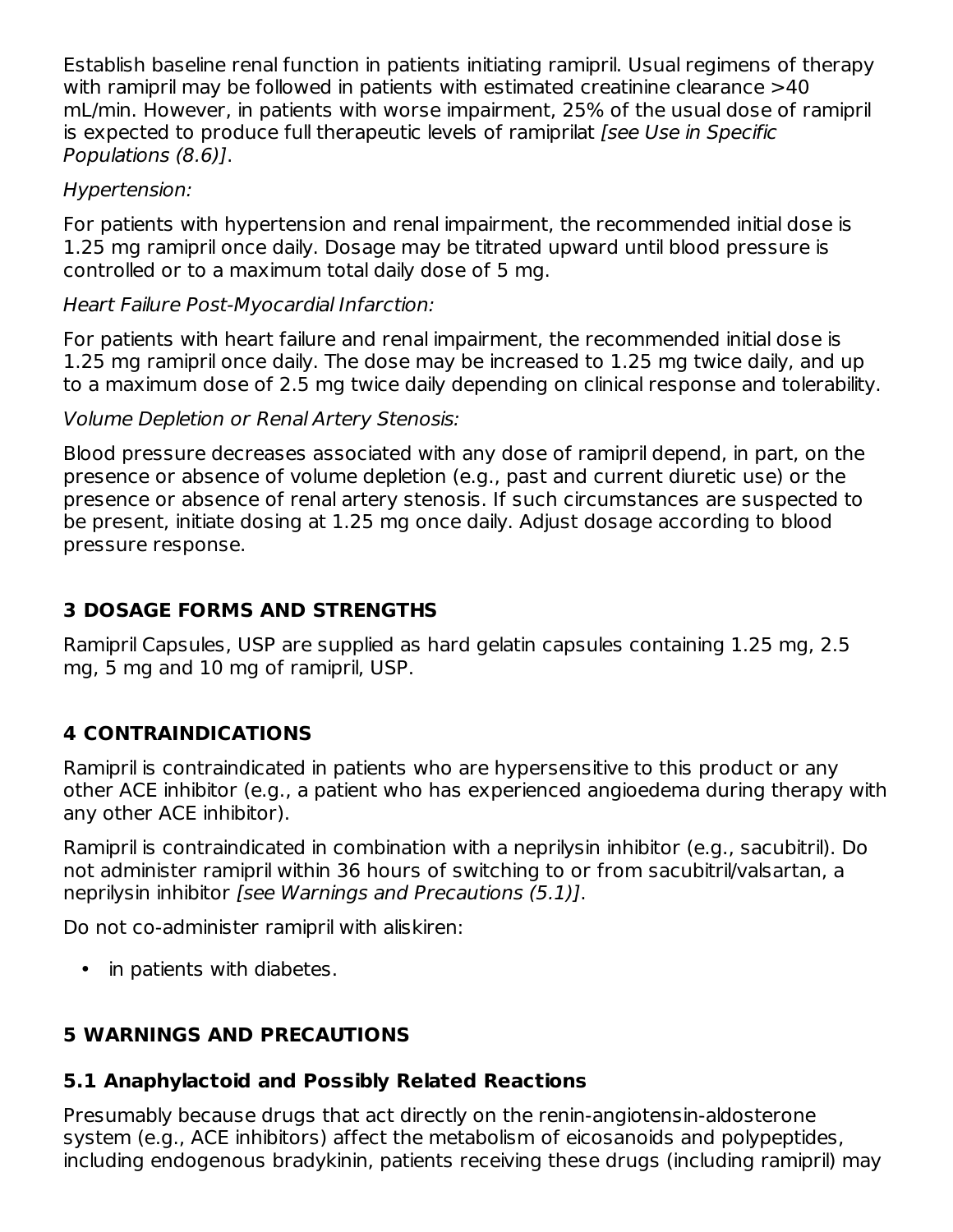Establish baseline renal function in patients initiating ramipril. Usual regimens of therapy with ramipril may be followed in patients with estimated creatinine clearance >40 mL/min. However, in patients with worse impairment, 25% of the usual dose of ramipril is expected to produce full therapeutic levels of ramiprilat *[see Use in Specific Populations (8.6)]*.

*Hypertension:*

For patients with hypertension and renal impairment, the recommended initial dose is 1.25 mg ramipril once daily. Dosage may be titrated upward until blood pressure is controlled or to a maximum total daily dose of 5 mg.

*Heart Failure Post-Myocardial Infarction:*

For patients with heart failure and renal impairment, the recommended initial dose is 1.25 mg ramipril once daily. The dose may be increased to 1.25 mg twice daily, and up to a maximum dose of 2.5 mg twice daily depending on clinical response and tolerability.

*Volume Depletion or Renal Artery Stenosis:*

Blood pressure decreases associated with any dose of ramipril depend, in part, on the presence or absence of volume depletion (e.g., past and current diuretic use) or the presence or absence of renal artery stenosis. If such circumstances are suspected to be present, initiate dosing at 1.25 mg once daily. Adjust dosage according to blood pressure response.

## 3 DOSAGE FORMS AND STRENGTHS

Ramipril Capsules, USP are supplied as hard gelatin capsules containing 1.25 mg, 2.5 mg, 5 mg and 10 mg of ramipril, USP.

## 4 CONTRAINDICATIONS

Ramipril is contraindicated in patients who are hypersensitive to this product or any other ACE inhibitor (e.g., a patient who has experienced angioedema during therapy with any other ACE inhibitor).

Ramipril is contraindicated in combination with a neprilysin inhibitor (e.g., sacubitril). Do not administer ramipril within 36 hours of switching to or from sacubitril/valsartan, a neprilysin inhibitor *[see Warnings and Precautions (5.1)]*.

Do not co-administer ramipril with aliskiren:

- in patients with diabetes.

## 5 WARNINGS AND PRECAUTIONS

### 5.1 Anaphylactoid and Possibly Related Reactions

Presumably because drugs that act directly on the renin-angiotensin-aldosterone system (e.g., ACE inhibitors) affect the metabolism of eicosanoids and polypeptides, including endogenous bradykinin, patients receiving these drugs (including ramipril) may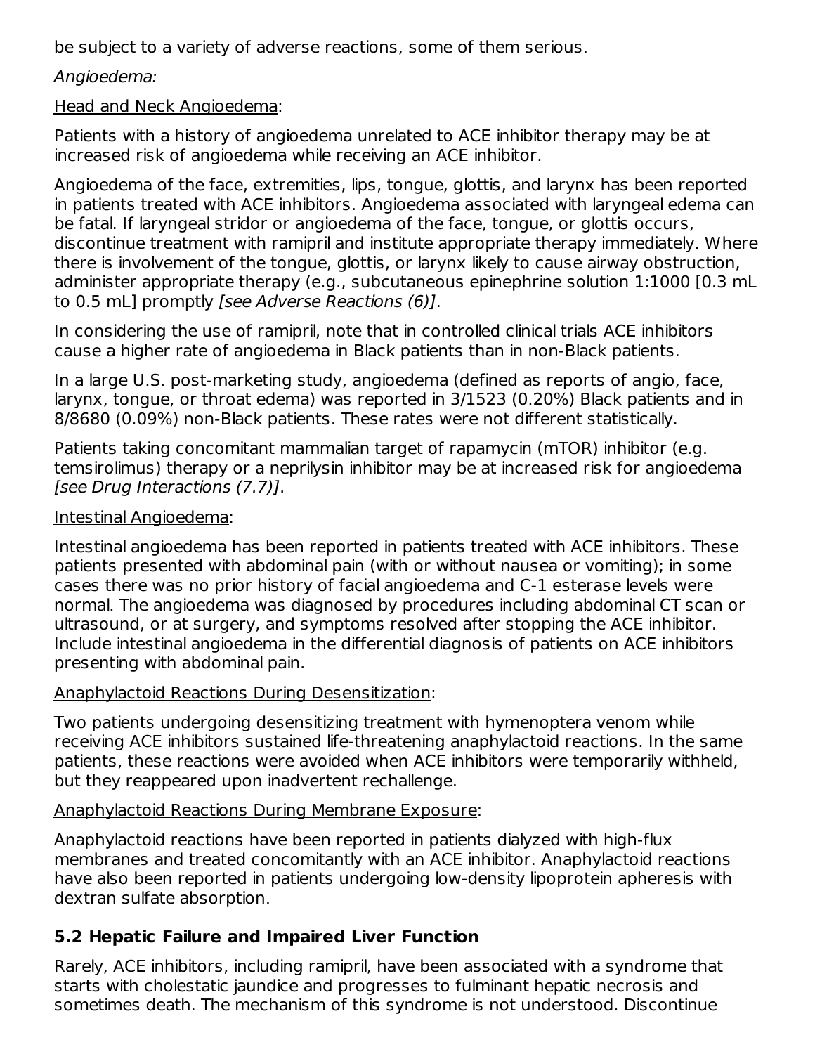be subject to a variety of adverse reactions, some of them serious.

*Angioedema:*

Head and Neck Angioedema:

Patients with a history of angioedema unrelated to ACE inhibitor therapy may be at increased risk of angioedema while receiving an ACE inhibitor.

Angioedema of the face, extremities, lips, tongue, glottis, and larynx has been reported in patients treated with ACE inhibitors. Angioedema associated with laryngeal edema can be fatal. If laryngeal stridor or angioedema of the face, tongue, or glottis occurs, discontinue treatment with ramipril and institute appropriate therapy immediately. Where there is involvement of the tongue, glottis, or larynx likely to cause airway obstruction, administer appropriate therapy (e.g., subcutaneous epinephrine solution 1:1000 [0.3 mL to 0.5 mL] promptly *[see Adverse Reactions (6)]*.

In considering the use of ramipril, note that in controlled clinical trials ACE inhibitors cause a higher rate of angioedema in Black patients than in non-Black patients.

In a large U.S. post-marketing study, angioedema (defined as reports of angio, face, larynx, tongue, or throat edema) was reported in 3/1523 (0.20%) Black patients and in 8/8680 (0.09%) non-Black patients. These rates were not different statistically.

Patients taking concomitant mammalian target of rapamycin (mTOR) inhibitor (e.g. temsirolimus) therapy or a neprilysin inhibitor may be at increased risk for angioedema *[see Drug Interactions (7.7)]*.

Intestinal Angioedema:

Intestinal angioedema has been reported in patients treated with ACE inhibitors. These patients presented with abdominal pain (with or without nausea or vomiting); in some cases there was no prior history of facial angioedema and C-1 esterase levels were normal. The angioedema was diagnosed by procedures including abdominal CT scan or ultrasound, or at surgery, and symptoms resolved after stopping the ACE inhibitor. Include intestinal angioedema in the differential diagnosis of patients on ACE inhibitors presenting with abdominal pain.

Anaphylactoid Reactions During Desensitization:

Two patients undergoing desensitizing treatment with hymenoptera venom while receiving ACE inhibitors sustained life-threatening anaphylactoid reactions. In the same patients, these reactions were avoided when ACE inhibitors were temporarily withheld, but they reappeared upon inadvertent rechallenge.

Anaphylactoid Reactions During Membrane Exposure:

Anaphylactoid reactions have been reported in patients dialyzed with high-flux membranes and treated concomitantly with an ACE inhibitor. Anaphylactoid reactions have also been reported in patients undergoing low-density lipoprotein apheresis with dextran sulfate absorption.

### 5.2 Hepatic Failure and Impaired Liver Function

Rarely, ACE inhibitors, including ramipril, have been associated with a syndrome that starts with cholestatic jaundice and progresses to fulminant hepatic necrosis and sometimes death. The mechanism of this syndrome is not understood. Discontinue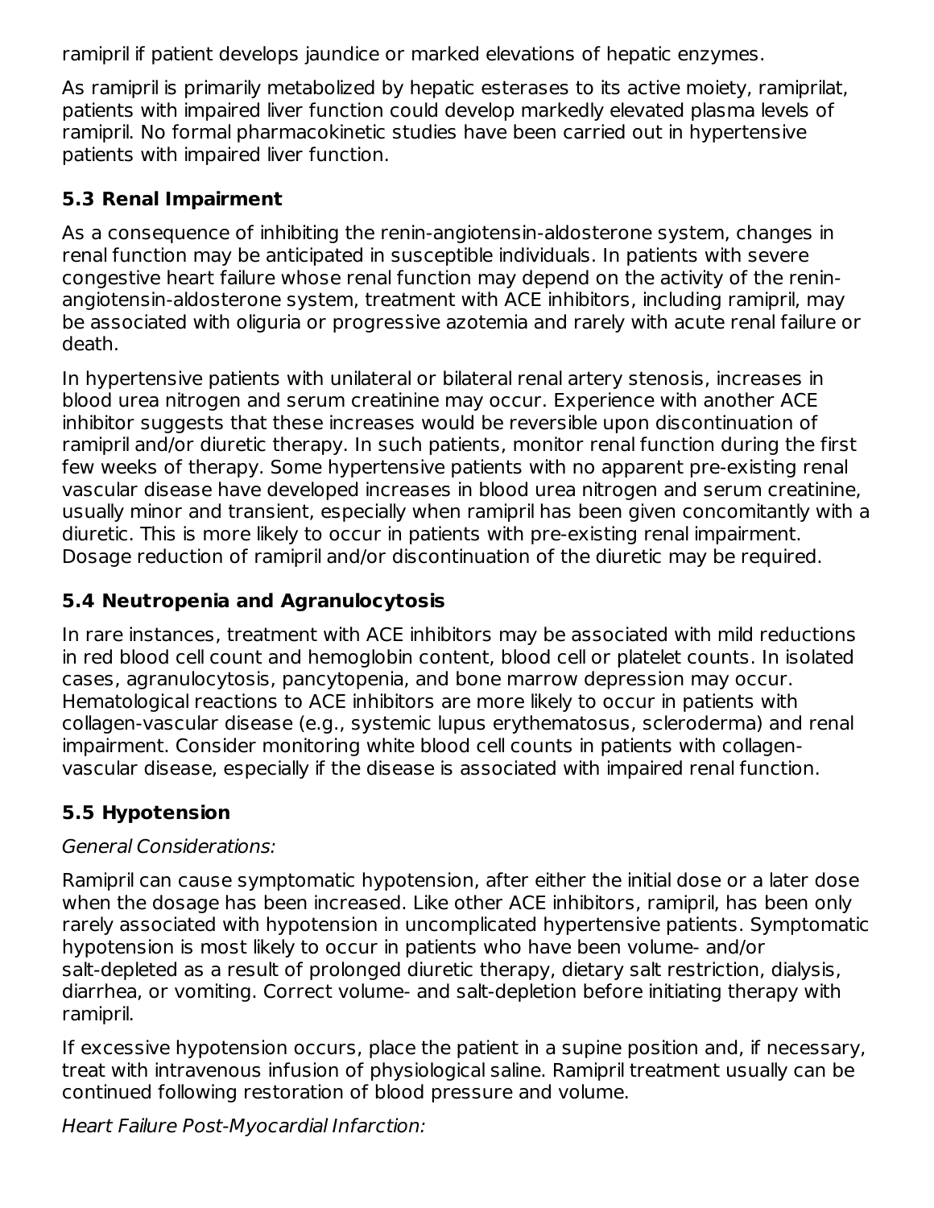ramipril if patient develops jaundice or marked elevations of hepatic enzymes.

As ramipril is primarily metabolized by hepatic esterases to its active moiety, ramiprilat, patients with impaired liver function could develop markedly elevated plasma levels of ramipril. No formal pharmacokinetic studies have been carried out in hypertensive patients with impaired liver function.

### 5.3 Renal Impairment

As a consequence of inhibiting the renin-angiotensin-aldosterone system, changes in renal function may be anticipated in susceptible individuals. In patients with severe congestive heart failure whose renal function may depend on the activity of the renin-angiotensin-aldosterone system, treatment with ACE inhibitors, including ramipril, may be associated with oliguria or progressive azotemia and rarely with acute renal failure or death.

In hypertensive patients with unilateral or bilateral renal artery stenosis, increases in blood urea nitrogen and serum creatinine may occur. Experience with another ACE inhibitor suggests that these increases would be reversible upon discontinuation of ramipril and/or diuretic therapy. In such patients, monitor renal function during the first few weeks of therapy. Some hypertensive patients with no apparent pre-existing renal vascular disease have developed increases in blood urea nitrogen and serum creatinine, usually minor and transient, especially when ramipril has been given concomitantly with a diuretic. This is more likely to occur in patients with pre-existing renal impairment. Dosage reduction of ramipril and/or discontinuation of the diuretic may be required.

### 5.4 Neutropenia and Agranulocytosis

In rare instances, treatment with ACE inhibitors may be associated with mild reductions in red blood cell count and hemoglobin content, blood cell or platelet counts. In isolated cases, agranulocytosis, pancytopenia, and bone marrow depression may occur. Hematological reactions to ACE inhibitors are more likely to occur in patients with collagen-vascular disease (e.g., systemic lupus erythematosus, scleroderma) and renal impairment. Consider monitoring white blood cell counts in patients with collagen-vascular disease, especially if the disease is associated with impaired renal function.

### 5.5 Hypotension

*General Considerations:*

Ramipril can cause symptomatic hypotension, after either the initial dose or a later dose when the dosage has been increased. Like other ACE inhibitors, ramipril, has been only rarely associated with hypotension in uncomplicated hypertensive patients. Symptomatic hypotension is most likely to occur in patients who have been volume- and/or salt-depleted as a result of prolonged diuretic therapy, dietary salt restriction, dialysis, diarrhea, or vomiting. Correct volume- and salt-depletion before initiating therapy with ramipril.

If excessive hypotension occurs, place the patient in a supine position and, if necessary, treat with intravenous infusion of physiological saline. Ramipril treatment usually can be continued following restoration of blood pressure and volume.

*Heart Failure Post-Myocardial Infarction:*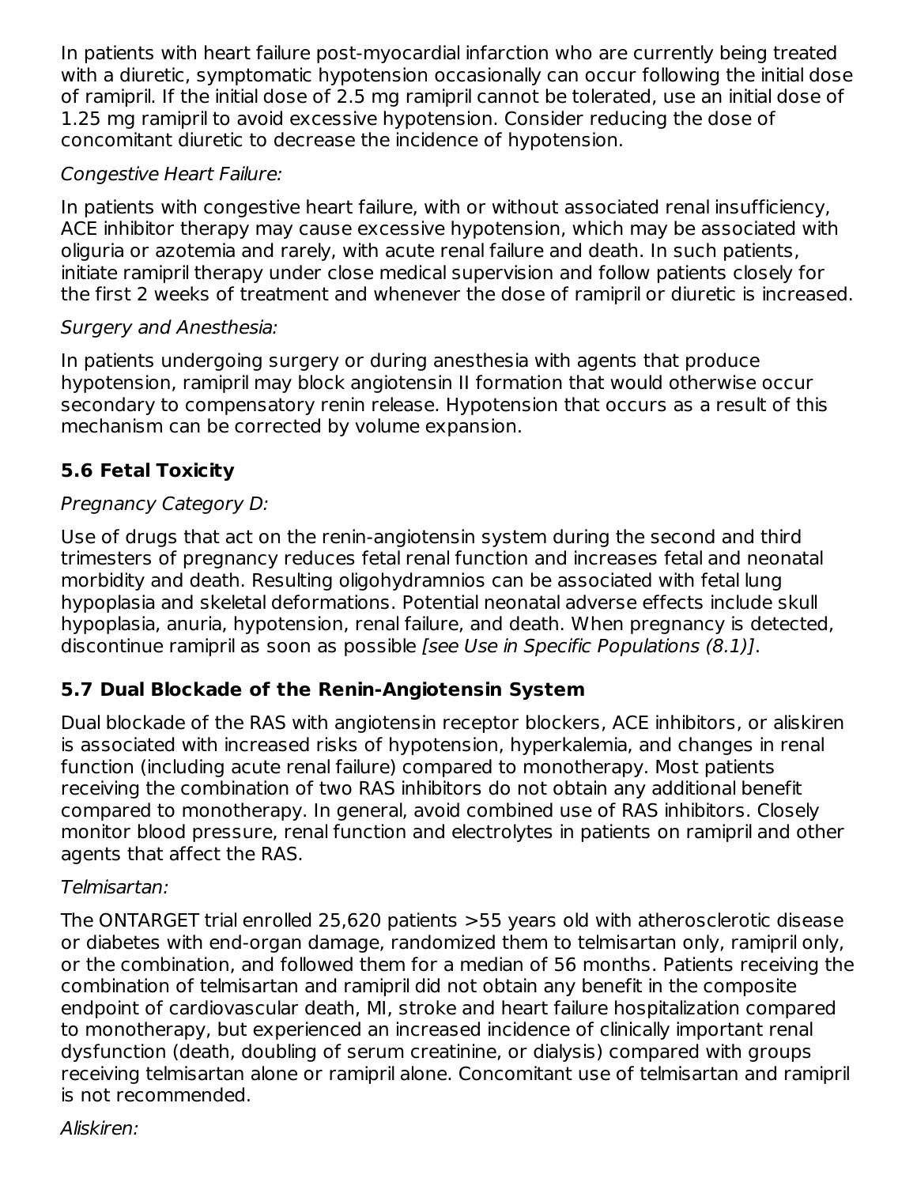In patients with heart failure post-myocardial infarction who are currently being treated with a diuretic, symptomatic hypotension occasionally can occur following the initial dose of ramipril. If the initial dose of 2.5 mg ramipril cannot be tolerated, use an initial dose of 1.25 mg ramipril to avoid excessive hypotension. Consider reducing the dose of concomitant diuretic to decrease the incidence of hypotension.

*Congestive Heart Failure:*

In patients with congestive heart failure, with or without associated renal insufficiency, ACE inhibitor therapy may cause excessive hypotension, which may be associated with oliguria or azotemia and rarely, with acute renal failure and death. In such patients, initiate ramipril therapy under close medical supervision and follow patients closely for the first 2 weeks of treatment and whenever the dose of ramipril or diuretic is increased.

*Surgery and Anesthesia:*

In patients undergoing surgery or during anesthesia with agents that produce hypotension, ramipril may block angiotensin II formation that would otherwise occur secondary to compensatory renin release. Hypotension that occurs as a result of this mechanism can be corrected by volume expansion.

### 5.6 Fetal Toxicity

*Pregnancy Category D:*

Use of drugs that act on the renin-angiotensin system during the second and third trimesters of pregnancy reduces fetal renal function and increases fetal and neonatal morbidity and death. Resulting oligohydramnios can be associated with fetal lung hypoplasia and skeletal deformations. Potential neonatal adverse effects include skull hypoplasia, anuria, hypotension, renal failure, and death. When pregnancy is detected, discontinue ramipril as soon as possible *[see Use in Specific Populations (8.1)]*.

### 5.7 Dual Blockade of the Renin-Angiotensin System

Dual blockade of the RAS with angiotensin receptor blockers, ACE inhibitors, or aliskiren is associated with increased risks of hypotension, hyperkalemia, and changes in renal function (including acute renal failure) compared to monotherapy. Most patients receiving the combination of two RAS inhibitors do not obtain any additional benefit compared to monotherapy. In general, avoid combined use of RAS inhibitors. Closely monitor blood pressure, renal function and electrolytes in patients on ramipril and other agents that affect the RAS.

*Telmisartan:*

The ONTARGET trial enrolled 25,620 patients >55 years old with atherosclerotic disease or diabetes with end-organ damage, randomized them to telmisartan only, ramipril only, or the combination, and followed them for a median of 56 months. Patients receiving the combination of telmisartan and ramipril did not obtain any benefit in the composite endpoint of cardiovascular death, MI, stroke and heart failure hospitalization compared to monotherapy, but experienced an increased incidence of clinically important renal dysfunction (death, doubling of serum creatinine, or dialysis) compared with groups receiving telmisartan alone or ramipril alone. Concomitant use of telmisartan and ramipril is not recommended.

*Aliskiren:*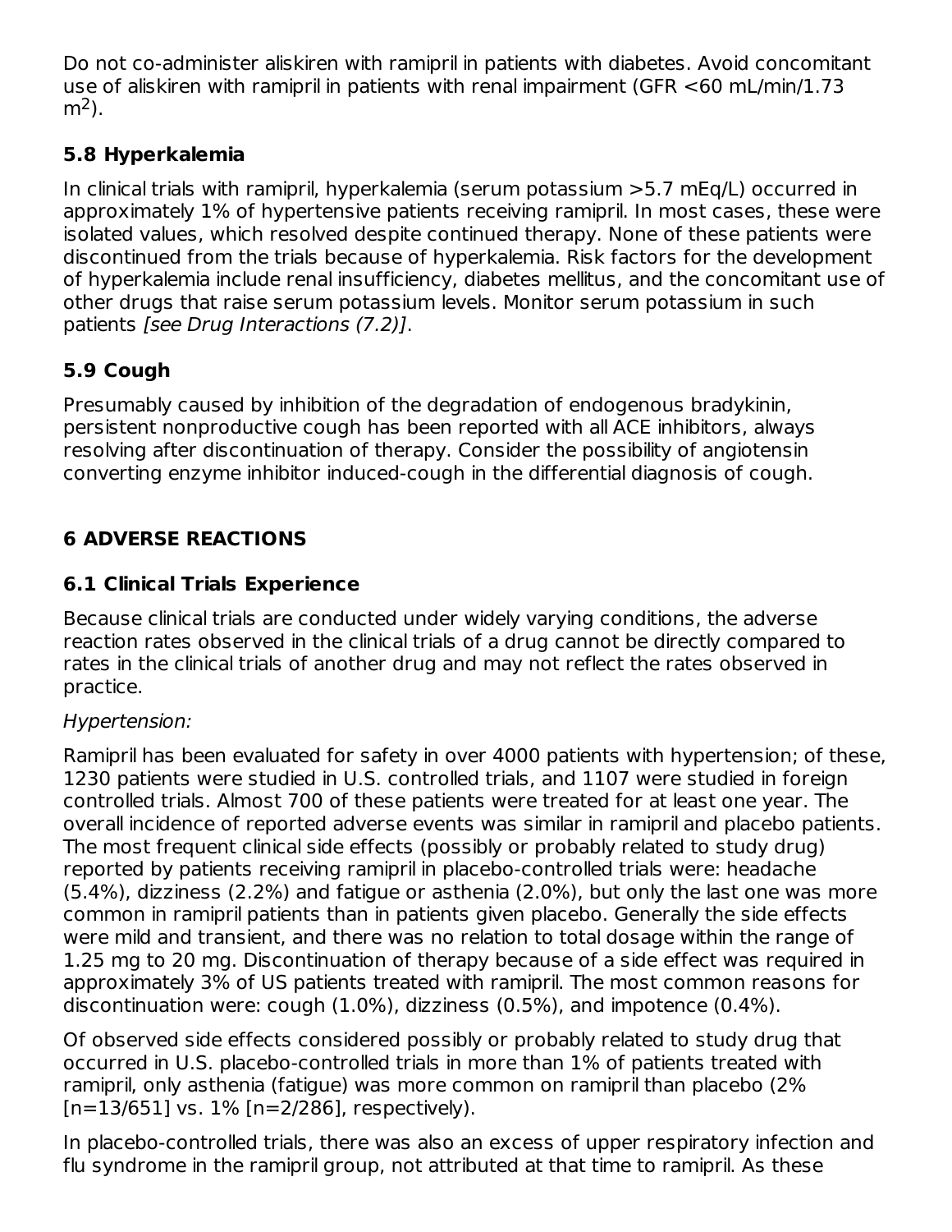Do not co-administer aliskiren with ramipril in patients with diabetes. Avoid concomitant use of aliskiren with ramipril in patients with renal impairment (GFR <60 mL/min/1.73 $m^2$).

## 5.8 Hyperkalemia

In clinical trials with ramipril, hyperkalemia (serum potassium >5.7 mEq/L) occurred in approximately 1% of hypertensive patients receiving ramipril. In most cases, these were isolated values, which resolved despite continued therapy. None of these patients were discontinued from the trials because of hyperkalemia. Risk factors for the development of hyperkalemia include renal insufficiency, diabetes mellitus, and the concomitant use of other drugs that raise serum potassium levels. Monitor serum potassium in such patients *[see Drug Interactions (7.2)]*.

## 5.9 Cough

Presumably caused by inhibition of the degradation of endogenous bradykinin, persistent nonproductive cough has been reported with all ACE inhibitors, always resolving after discontinuation of therapy. Consider the possibility of angiotensin converting enzyme inhibitor induced-cough in the differential diagnosis of cough.

# 6 ADVERSE REACTIONS

## 6.1 Clinical Trials Experience

Because clinical trials are conducted under widely varying conditions, the adverse reaction rates observed in the clinical trials of a drug cannot be directly compared to rates in the clinical trials of another drug and may not reflect the rates observed in practice.

*Hypertension:*

Ramipril has been evaluated for safety in over 4000 patients with hypertension; of these, 1230 patients were studied in U.S. controlled trials, and 1107 were studied in foreign controlled trials. Almost 700 of these patients were treated for at least one year. The overall incidence of reported adverse events was similar in ramipril and placebo patients. The most frequent clinical side effects (possibly or probably related to study drug) reported by patients receiving ramipril in placebo-controlled trials were: headache (5.4%), dizziness (2.2%) and fatigue or asthenia (2.0%), but only the last one was more common in ramipril patients than in patients given placebo. Generally the side effects were mild and transient, and there was no relation to total dosage within the range of 1.25 mg to 20 mg. Discontinuation of therapy because of a side effect was required in approximately 3% of US patients treated with ramipril. The most common reasons for discontinuation were: cough (1.0%), dizziness (0.5%), and impotence (0.4%).

Of observed side effects considered possibly or probably related to study drug that occurred in U.S. placebo-controlled trials in more than 1% of patients treated with ramipril, only asthenia (fatigue) was more common on ramipril than placebo (2% [n=13/651] vs. 1% [n=2/286], respectively).

In placebo-controlled trials, there was also an excess of upper respiratory infection and flu syndrome in the ramipril group, not attributed at that time to ramipril. As these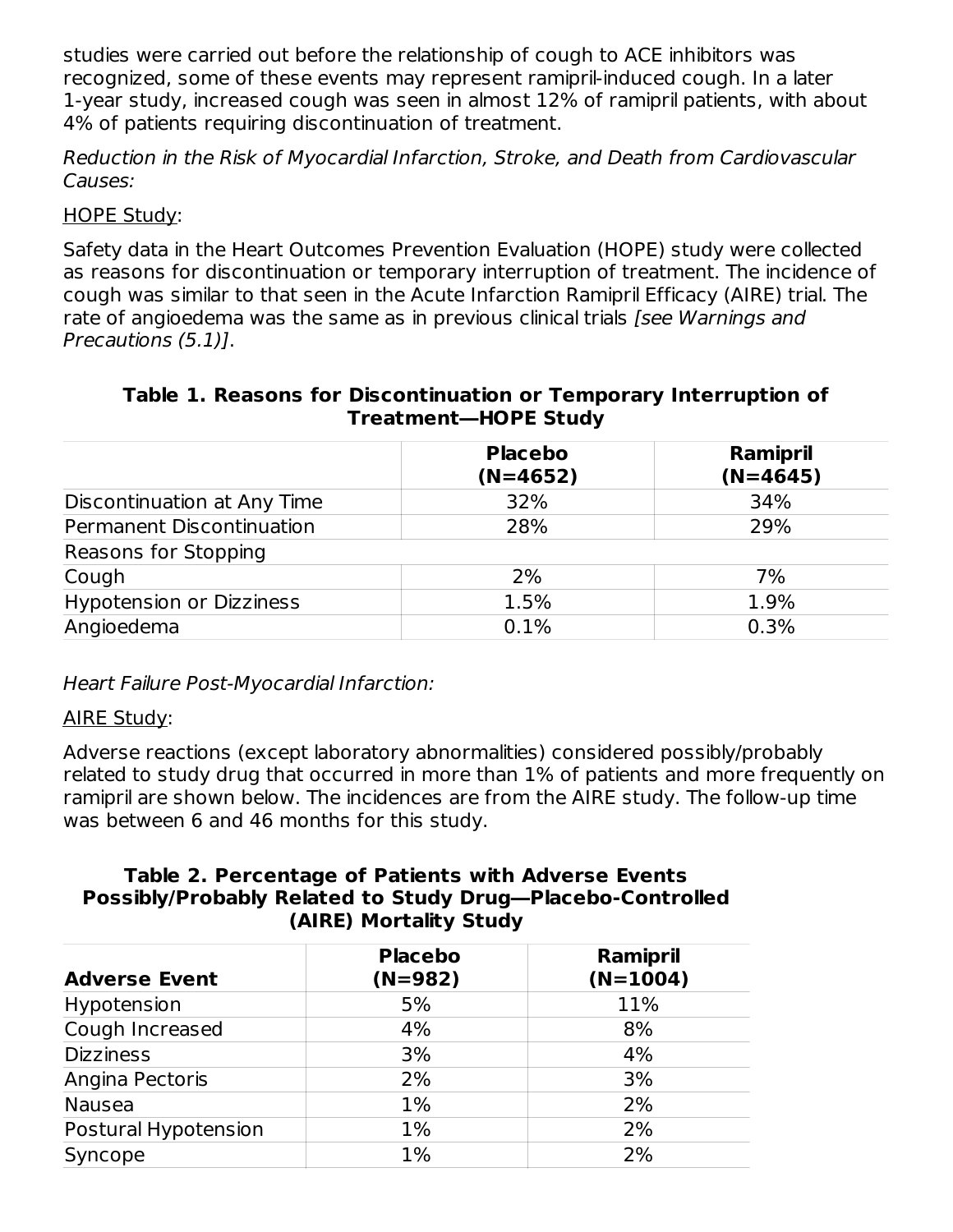studies were carried out before the relationship of cough to ACE inhibitors was recognized, some of these events may represent ramipril-induced cough. In a later 1-year study, increased cough was seen in almost 12% of ramipril patients, with about 4% of patients requiring discontinuation of treatment.

*Reduction in the Risk of Myocardial Infarction, Stroke, and Death from Cardiovascular Causes:*

HOPE Study:

Safety data in the Heart Outcomes Prevention Evaluation (HOPE) study were collected as reasons for discontinuation or temporary interruption of treatment. The incidence of cough was similar to that seen in the Acute Infarction Ramipril Efficacy (AIRE) trial. The rate of angioedema was the same as in previous clinical trials *[see Warnings and Precautions (5.1)]*.

**Table 1. Reasons for Discontinuation or Temporary Interruption of Treatment—HOPE Study**

| | Placebo (N=4652) | Ramipril (N=4645) |
|---|---|---|
| Discontinuation at Any Time | 32% | 34% |
| Permanent Discontinuation | 28% | 29% |
| Reasons for Stopping | | |
| Cough | 2% | 7% |
| Hypotension or Dizziness | 1.5% | 1.9% |
| Angioedema | 0.1% | 0.3% |

*Heart Failure Post-Myocardial Infarction:*

AIRE Study:

Adverse reactions (except laboratory abnormalities) considered possibly/probably related to study drug that occurred in more than 1% of patients and more frequently on ramipril are shown below. The incidences are from the AIRE study. The follow-up time was between 6 and 46 months for this study.

**Table 2. Percentage of Patients with Adverse Events Possibly/Probably Related to Study Drug—Placebo-Controlled (AIRE) Mortality Study**

| Adverse Event | Placebo (N=982) | Ramipril (N=1004) |
|---|---|---|
| Hypotension | 5% | 11% |
| Cough Increased | 4% | 8% |
| Dizziness | 3% | 4% |
| Angina Pectoris | 2% | 3% |
| Nausea | 1% | 2% |
| Postural Hypotension | 1% | 2% |
| Syncope | 1% | 2% |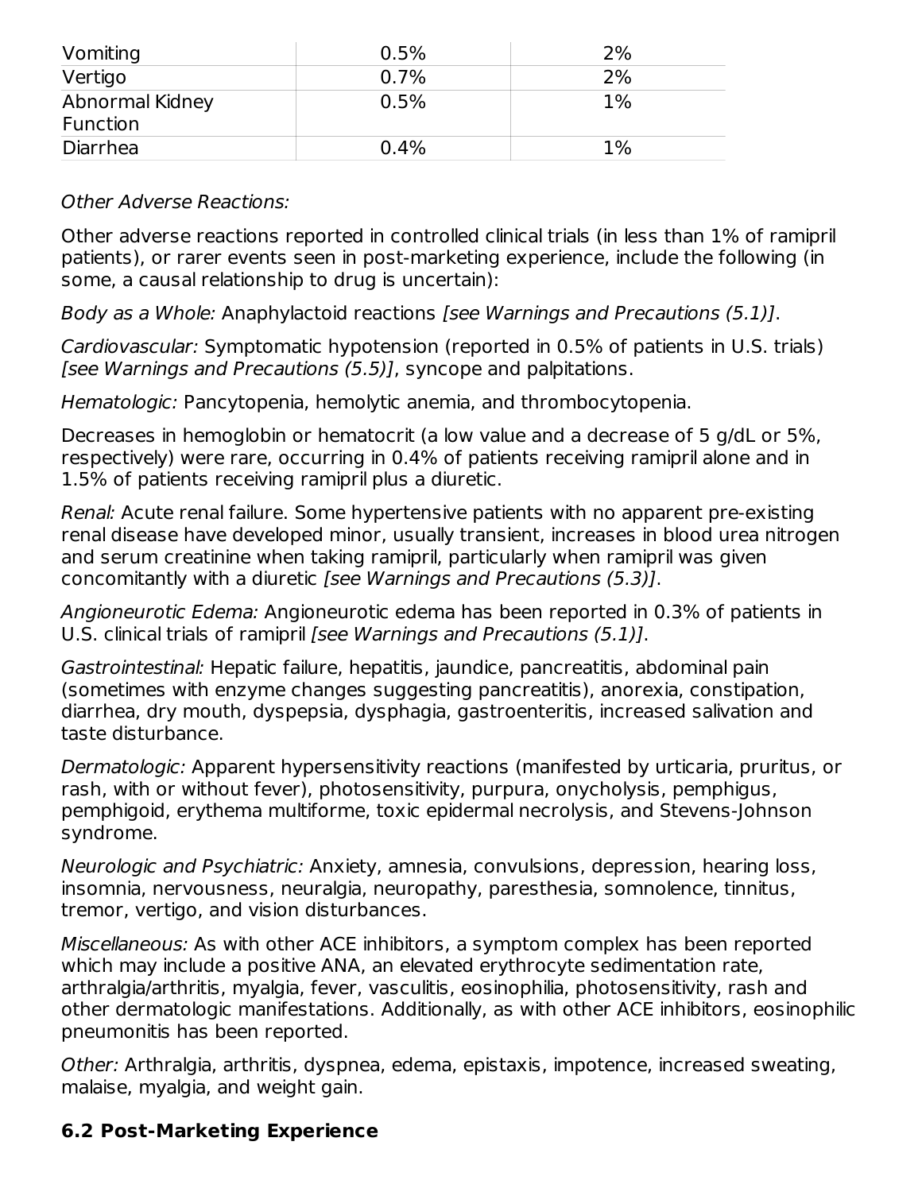| | | |
|---|---|---|
| Vomiting | 0.5% | 2% |
| Vertigo | 0.7% | 2% |
| Abnormal Kidney Function | 0.5% | 1% |
| Diarrhea | 0.4% | 1% |

*Other Adverse Reactions:*

Other adverse reactions reported in controlled clinical trials (in less than 1% of ramipril patients), or rarer events seen in post-marketing experience, include the following (in some, a causal relationship to drug is uncertain):

*Body as a Whole:* Anaphylactoid reactions *[see Warnings and Precautions (5.1)]*.

*Cardiovascular:* Symptomatic hypotension (reported in 0.5% of patients in U.S. trials) *[see Warnings and Precautions (5.5)]*, syncope and palpitations.

*Hematologic:* Pancytopenia, hemolytic anemia, and thrombocytopenia.

Decreases in hemoglobin or hematocrit (a low value and a decrease of 5 g/dL or 5%, respectively) were rare, occurring in 0.4% of patients receiving ramipril alone and in 1.5% of patients receiving ramipril plus a diuretic.

*Renal:* Acute renal failure. Some hypertensive patients with no apparent pre-existing renal disease have developed minor, usually transient, increases in blood urea nitrogen and serum creatinine when taking ramipril, particularly when ramipril was given concomitantly with a diuretic *[see Warnings and Precautions (5.3)]*.

*Angioneurotic Edema:* Angioneurotic edema has been reported in 0.3% of patients in U.S. clinical trials of ramipril *[see Warnings and Precautions (5.1)]*.

*Gastrointestinal:* Hepatic failure, hepatitis, jaundice, pancreatitis, abdominal pain (sometimes with enzyme changes suggesting pancreatitis), anorexia, constipation, diarrhea, dry mouth, dyspepsia, dysphagia, gastroenteritis, increased salivation and taste disturbance.

*Dermatologic:* Apparent hypersensitivity reactions (manifested by urticaria, pruritus, or rash, with or without fever), photosensitivity, purpura, onycholysis, pemphigus, pemphigoid, erythema multiforme, toxic epidermal necrolysis, and Stevens-Johnson syndrome.

*Neurologic and Psychiatric:* Anxiety, amnesia, convulsions, depression, hearing loss, insomnia, nervousness, neuralgia, neuropathy, paresthesia, somnolence, tinnitus, tremor, vertigo, and vision disturbances.

*Miscellaneous:* As with other ACE inhibitors, a symptom complex has been reported which may include a positive ANA, an elevated erythrocyte sedimentation rate, arthralgia/arthritis, myalgia, fever, vasculitis, eosinophilia, photosensitivity, rash and other dermatologic manifestations. Additionally, as with other ACE inhibitors, eosinophilic pneumonitis has been reported.

*Other:* Arthralgia, arthritis, dyspnea, edema, epistaxis, impotence, increased sweating, malaise, myalgia, and weight gain.

### 6.2 Post-Marketing Experience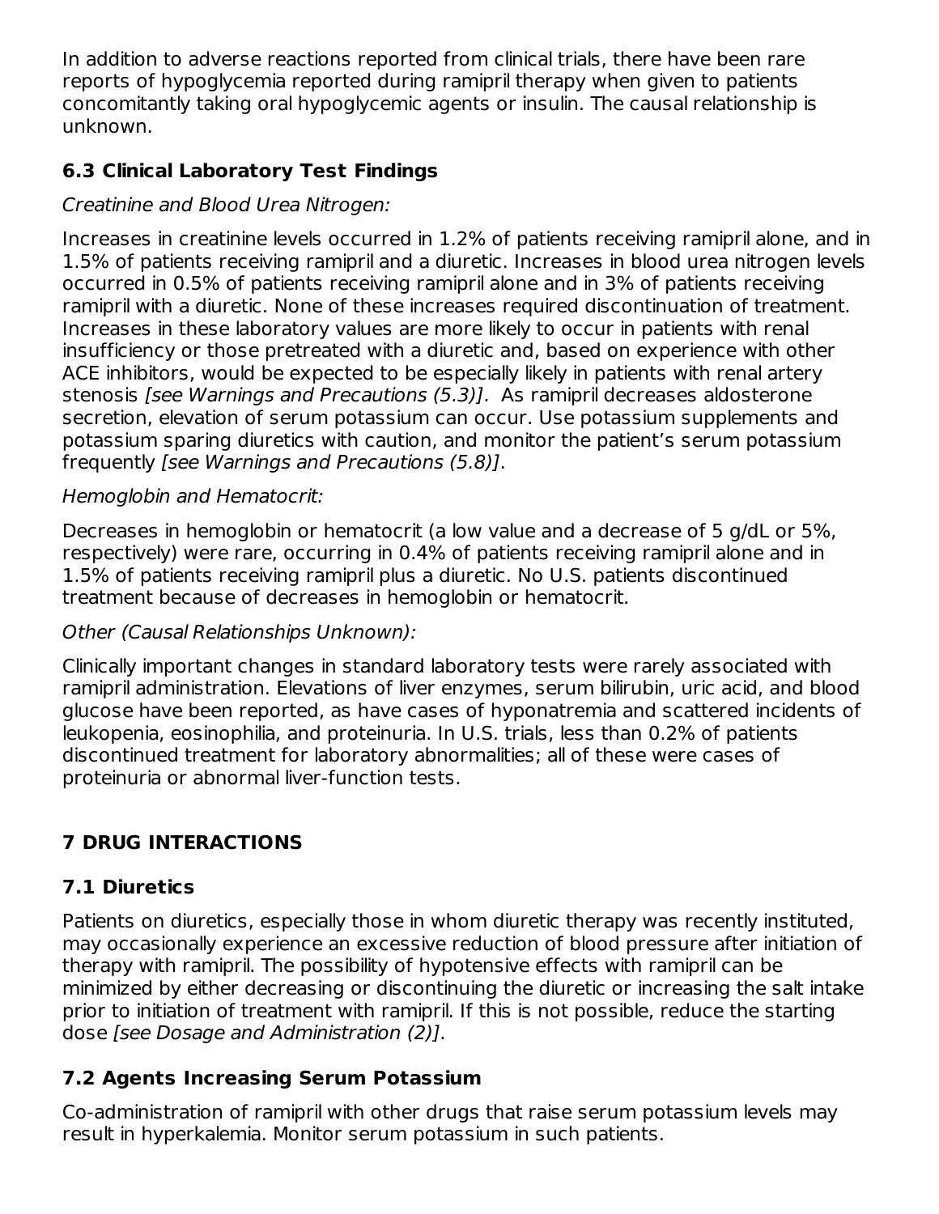In addition to adverse reactions reported from clinical trials, there have been rare reports of hypoglycemia reported during ramipril therapy when given to patients concomitantly taking oral hypoglycemic agents or insulin. The causal relationship is unknown.

### 6.3 Clinical Laboratory Test Findings

*Creatinine and Blood Urea Nitrogen:*

Increases in creatinine levels occurred in 1.2% of patients receiving ramipril alone, and in 1.5% of patients receiving ramipril and a diuretic. Increases in blood urea nitrogen levels occurred in 0.5% of patients receiving ramipril alone and in 3% of patients receiving ramipril with a diuretic. None of these increases required discontinuation of treatment. Increases in these laboratory values are more likely to occur in patients with renal insufficiency or those pretreated with a diuretic and, based on experience with other ACE inhibitors, would be expected to be especially likely in patients with renal artery stenosis *[see Warnings and Precautions (5.3)]*. As ramipril decreases aldosterone secretion, elevation of serum potassium can occur. Use potassium supplements and potassium sparing diuretics with caution, and monitor the patient's serum potassium frequently *[see Warnings and Precautions (5.8)]*.

*Hemoglobin and Hematocrit:*

Decreases in hemoglobin or hematocrit (a low value and a decrease of 5 g/dL or 5%, respectively) were rare, occurring in 0.4% of patients receiving ramipril alone and in 1.5% of patients receiving ramipril plus a diuretic. No U.S. patients discontinued treatment because of decreases in hemoglobin or hematocrit.

*Other (Causal Relationships Unknown):*

Clinically important changes in standard laboratory tests were rarely associated with ramipril administration. Elevations of liver enzymes, serum bilirubin, uric acid, and blood glucose have been reported, as have cases of hyponatremia and scattered incidents of leukopenia, eosinophilia, and proteinuria. In U.S. trials, less than 0.2% of patients discontinued treatment for laboratory abnormalities; all of these were cases of proteinuria or abnormal liver-function tests.

## 7 DRUG INTERACTIONS

### 7.1 Diuretics

Patients on diuretics, especially those in whom diuretic therapy was recently instituted, may occasionally experience an excessive reduction of blood pressure after initiation of therapy with ramipril. The possibility of hypotensive effects with ramipril can be minimized by either decreasing or discontinuing the diuretic or increasing the salt intake prior to initiation of treatment with ramipril. If this is not possible, reduce the starting dose *[see Dosage and Administration (2)]*.

### 7.2 Agents Increasing Serum Potassium

Co-administration of ramipril with other drugs that raise serum potassium levels may result in hyperkalemia. Monitor serum potassium in such patients.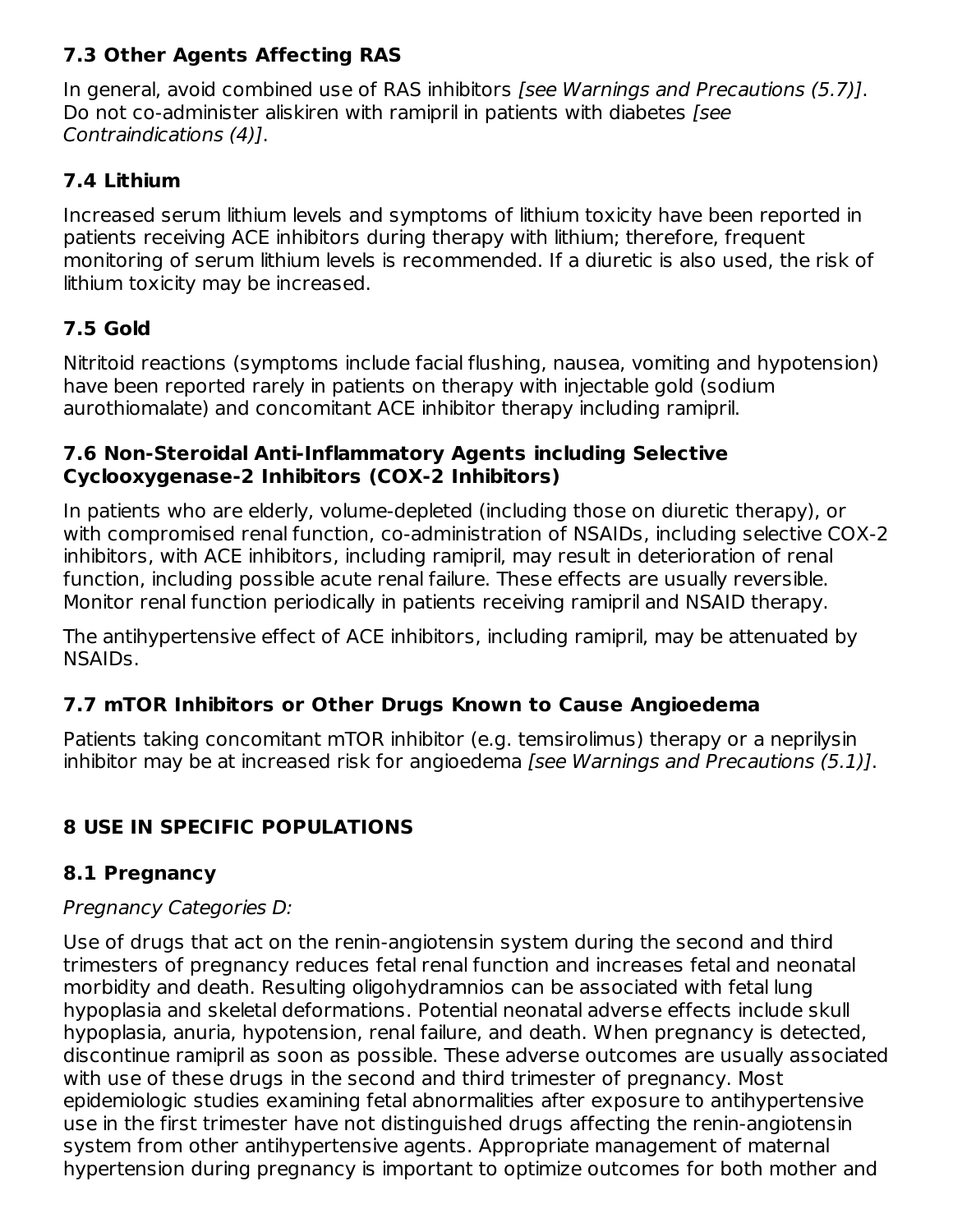### 7.3 Other Agents Affecting RAS

In general, avoid combined use of RAS inhibitors *[see Warnings and Precautions (5.7)]*. Do not co-administer aliskiren with ramipril in patients with diabetes *[see Contraindications (4)]*.

### 7.4 Lithium

Increased serum lithium levels and symptoms of lithium toxicity have been reported in patients receiving ACE inhibitors during therapy with lithium; therefore, frequent monitoring of serum lithium levels is recommended. If a diuretic is also used, the risk of lithium toxicity may be increased.

### 7.5 Gold

Nitritoid reactions (symptoms include facial flushing, nausea, vomiting and hypotension) have been reported rarely in patients on therapy with injectable gold (sodium aurothiomalate) and concomitant ACE inhibitor therapy including ramipril.

### 7.6 Non-Steroidal Anti-Inflammatory Agents including Selective Cyclooxygenase-2 Inhibitors (COX-2 Inhibitors)

In patients who are elderly, volume-depleted (including those on diuretic therapy), or with compromised renal function, co-administration of NSAIDs, including selective COX-2 inhibitors, with ACE inhibitors, including ramipril, may result in deterioration of renal function, including possible acute renal failure. These effects are usually reversible. Monitor renal function periodically in patients receiving ramipril and NSAID therapy.

The antihypertensive effect of ACE inhibitors, including ramipril, may be attenuated by NSAIDs.

### 7.7 mTOR Inhibitors or Other Drugs Known to Cause Angioedema

Patients taking concomitant mTOR inhibitor (e.g. temsirolimus) therapy or a neprilysin inhibitor may be at increased risk for angioedema *[see Warnings and Precautions (5.1)]*.

## 8 USE IN SPECIFIC POPULATIONS

### 8.1 Pregnancy

*Pregnancy Categories D:*

Use of drugs that act on the renin-angiotensin system during the second and third trimesters of pregnancy reduces fetal renal function and increases fetal and neonatal morbidity and death. Resulting oligohydramnios can be associated with fetal lung hypoplasia and skeletal deformations. Potential neonatal adverse effects include skull hypoplasia, anuria, hypotension, renal failure, and death. When pregnancy is detected, discontinue ramipril as soon as possible. These adverse outcomes are usually associated with use of these drugs in the second and third trimester of pregnancy. Most epidemiologic studies examining fetal abnormalities after exposure to antihypertensive use in the first trimester have not distinguished drugs affecting the renin-angiotensin system from other antihypertensive agents. Appropriate management of maternal hypertension during pregnancy is important to optimize outcomes for both mother and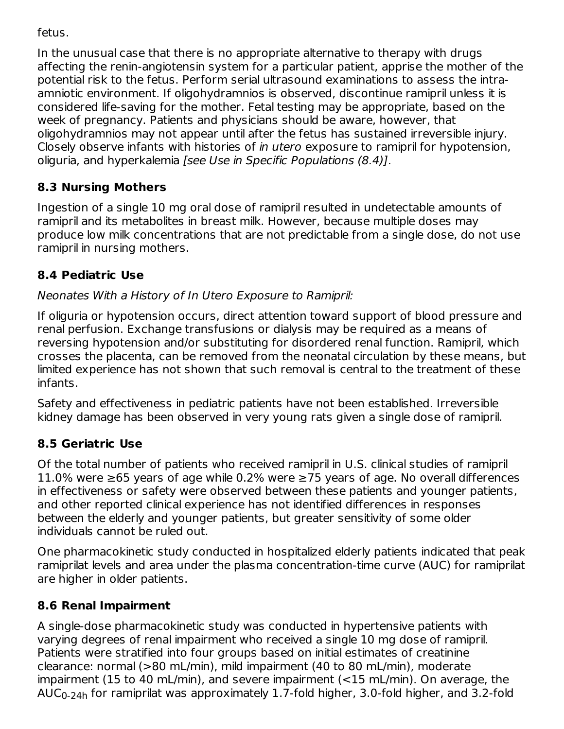fetus.

In the unusual case that there is no appropriate alternative to therapy with drugs affecting the renin-angiotensin system for a particular patient, apprise the mother of the potential risk to the fetus. Perform serial ultrasound examinations to assess the intra-amniotic environment. If oligohydramnios is observed, discontinue ramipril unless it is considered life-saving for the mother. Fetal testing may be appropriate, based on the week of pregnancy. Patients and physicians should be aware, however, that oligohydramnios may not appear until after the fetus has sustained irreversible injury. Closely observe infants with histories of *in utero* exposure to ramipril for hypotension, oliguria, and hyperkalemia *[see Use in Specific Populations (8.4)]*.

### 8.3 Nursing Mothers

Ingestion of a single 10 mg oral dose of ramipril resulted in undetectable amounts of ramipril and its metabolites in breast milk. However, because multiple doses may produce low milk concentrations that are not predictable from a single dose, do not use ramipril in nursing mothers.

### 8.4 Pediatric Use

*Neonates With a History of In Utero Exposure to Ramipril:*

If oliguria or hypotension occurs, direct attention toward support of blood pressure and renal perfusion. Exchange transfusions or dialysis may be required as a means of reversing hypotension and/or substituting for disordered renal function. Ramipril, which crosses the placenta, can be removed from the neonatal circulation by these means, but limited experience has not shown that such removal is central to the treatment of these infants.

Safety and effectiveness in pediatric patients have not been established. Irreversible kidney damage has been observed in very young rats given a single dose of ramipril.

### 8.5 Geriatric Use

Of the total number of patients who received ramipril in U.S. clinical studies of ramipril 11.0% were ≥65 years of age while 0.2% were ≥75 years of age. No overall differences in effectiveness or safety were observed between these patients and younger patients, and other reported clinical experience has not identified differences in responses between the elderly and younger patients, but greater sensitivity of some older individuals cannot be ruled out.

One pharmacokinetic study conducted in hospitalized elderly patients indicated that peak ramiprilat levels and area under the plasma concentration-time curve (AUC) for ramiprilat are higher in older patients.

### 8.6 Renal Impairment

A single-dose pharmacokinetic study was conducted in hypertensive patients with varying degrees of renal impairment who received a single 10 mg dose of ramipril. Patients were stratified into four groups based on initial estimates of creatinine clearance: normal (>80 mL/min), mild impairment (40 to 80 mL/min), moderate impairment (15 to 40 mL/min), and severe impairment (<15 mL/min). On average, the $AUC_{0\text{-}24h}$ for ramiprilat was approximately 1.7-fold higher, 3.0-fold higher, and 3.2-fold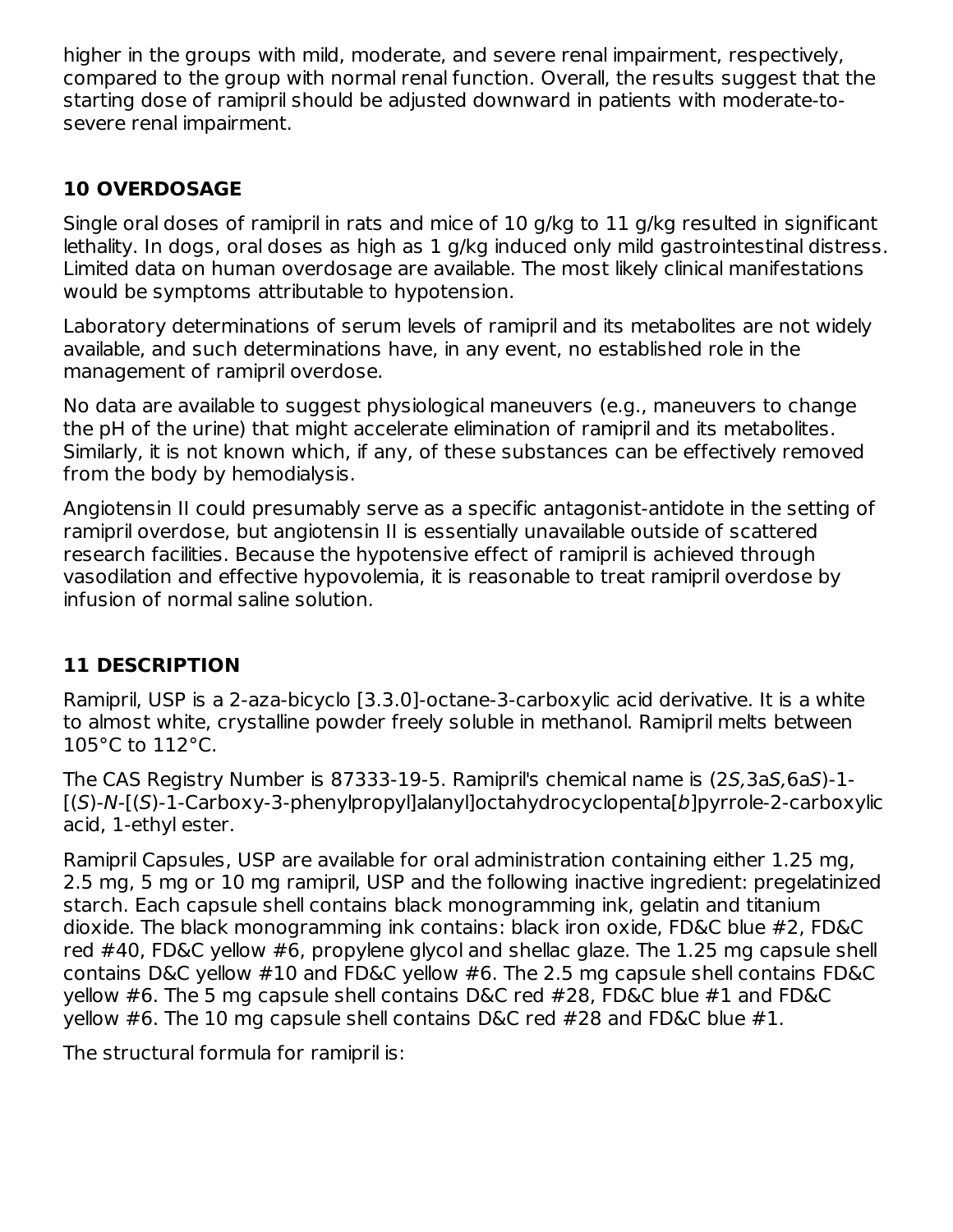higher in the groups with mild, moderate, and severe renal impairment, respectively, compared to the group with normal renal function. Overall, the results suggest that the starting dose of ramipril should be adjusted downward in patients with moderate-to-severe renal impairment.

## 10 OVERDOSAGE

Single oral doses of ramipril in rats and mice of 10 g/kg to 11 g/kg resulted in significant lethality. In dogs, oral doses as high as 1 g/kg induced only mild gastrointestinal distress. Limited data on human overdosage are available. The most likely clinical manifestations would be symptoms attributable to hypotension.

Laboratory determinations of serum levels of ramipril and its metabolites are not widely available, and such determinations have, in any event, no established role in the management of ramipril overdose.

No data are available to suggest physiological maneuvers (e.g., maneuvers to change the pH of the urine) that might accelerate elimination of ramipril and its metabolites. Similarly, it is not known which, if any, of these substances can be effectively removed from the body by hemodialysis.

Angiotensin II could presumably serve as a specific antagonist-antidote in the setting of ramipril overdose, but angiotensin II is essentially unavailable outside of scattered research facilities. Because the hypotensive effect of ramipril is achieved through vasodilation and effective hypovolemia, it is reasonable to treat ramipril overdose by infusion of normal saline solution.

## 11 DESCRIPTION

Ramipril, USP is a 2-aza-bicyclo [3.3.0]-octane-3-carboxylic acid derivative. It is a white to almost white, crystalline powder freely soluble in methanol. Ramipril melts between 105°C to 112°C.

The CAS Registry Number is 87333-19-5. Ramipril's chemical name is (2*S*,3a*S*,6a*S*)-1-[(*S*)-*N*-[(*S*)-1-Carboxy-3-phenylpropyl]alanyl]octahydrocyclopenta[*b*]pyrrole-2-carboxylic acid, 1-ethyl ester.

Ramipril Capsules, USP are available for oral administration containing either 1.25 mg, 2.5 mg, 5 mg or 10 mg ramipril, USP and the following inactive ingredient: pregelatinized starch. Each capsule shell contains black monogramming ink, gelatin and titanium dioxide. The black monogramming ink contains: black iron oxide, FD&C blue #2, FD&C red #40, FD&C yellow #6, propylene glycol and shellac glaze. The 1.25 mg capsule shell contains D&C yellow #10 and FD&C yellow #6. The 2.5 mg capsule shell contains FD&C yellow #6. The 5 mg capsule shell contains D&C red #28, FD&C blue #1 and FD&C yellow #6. The 10 mg capsule shell contains D&C red #28 and FD&C blue #1.

The structural formula for ramipril is: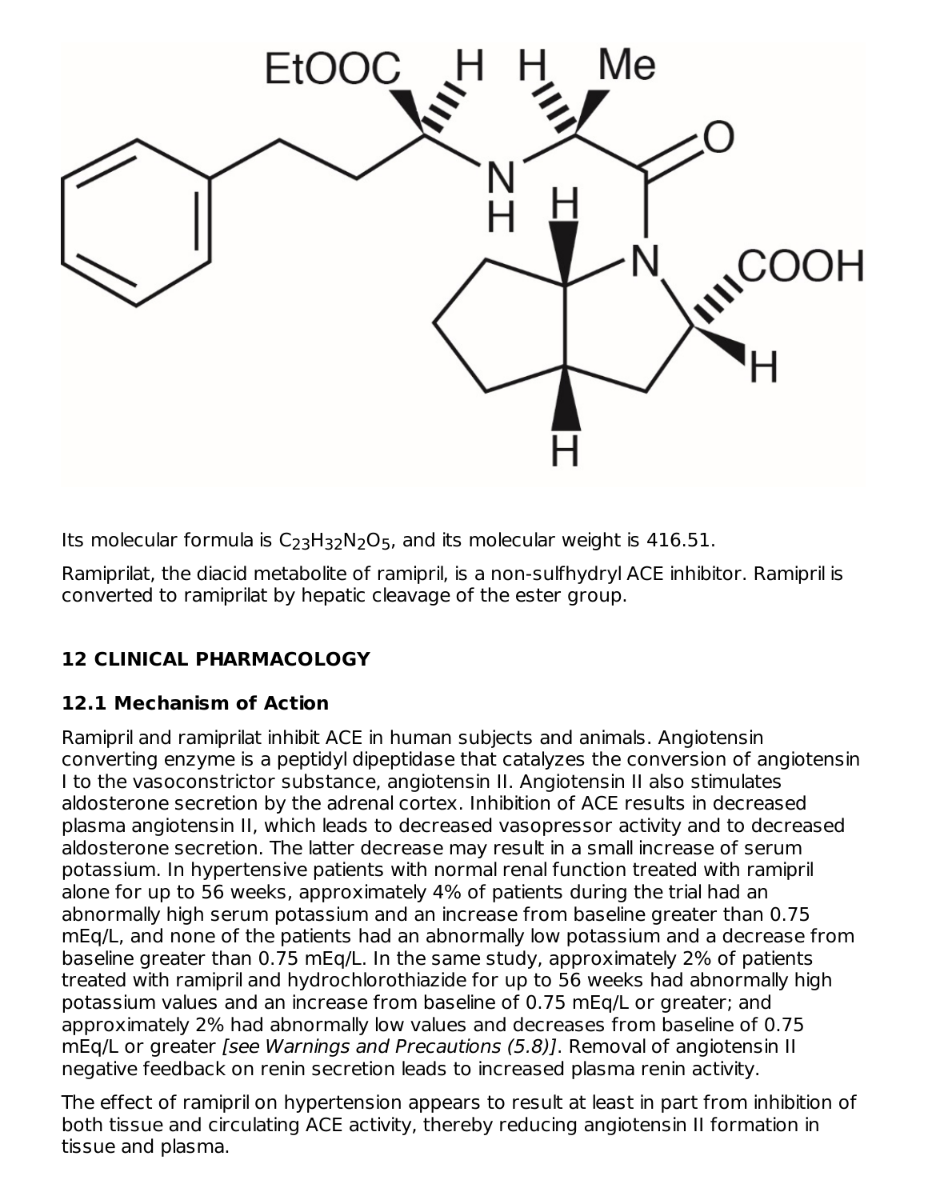Its molecular formula is $C_{23}H_{32}N_2O_5$, and its molecular weight is 416.51.

Ramiprilat, the diacid metabolite of ramipril, is a non-sulfhydryl ACE inhibitor. Ramipril is converted to ramiprilat by hepatic cleavage of the ester group.

## 12 CLINICAL PHARMACOLOGY

### 12.1 Mechanism of Action

Ramipril and ramiprilat inhibit ACE in human subjects and animals. Angiotensin converting enzyme is a peptidyl dipeptidase that catalyzes the conversion of angiotensin I to the vasoconstrictor substance, angiotensin II. Angiotensin II also stimulates aldosterone secretion by the adrenal cortex. Inhibition of ACE results in decreased plasma angiotensin II, which leads to decreased vasopressor activity and to decreased aldosterone secretion. The latter decrease may result in a small increase of serum potassium. In hypertensive patients with normal renal function treated with ramipril alone for up to 56 weeks, approximately 4% of patients during the trial had an abnormally high serum potassium and an increase from baseline greater than 0.75 mEq/L, and none of the patients had an abnormally low potassium and a decrease from baseline greater than 0.75 mEq/L. In the same study, approximately 2% of patients treated with ramipril and hydrochlorothiazide for up to 56 weeks had abnormally high potassium values and an increase from baseline of 0.75 mEq/L or greater; and approximately 2% had abnormally low values and decreases from baseline of 0.75 mEq/L or greater *[see Warnings and Precautions (5.8)]*. Removal of angiotensin II negative feedback on renin secretion leads to increased plasma renin activity.

The effect of ramipril on hypertension appears to result at least in part from inhibition of both tissue and circulating ACE activity, thereby reducing angiotensin II formation in tissue and plasma.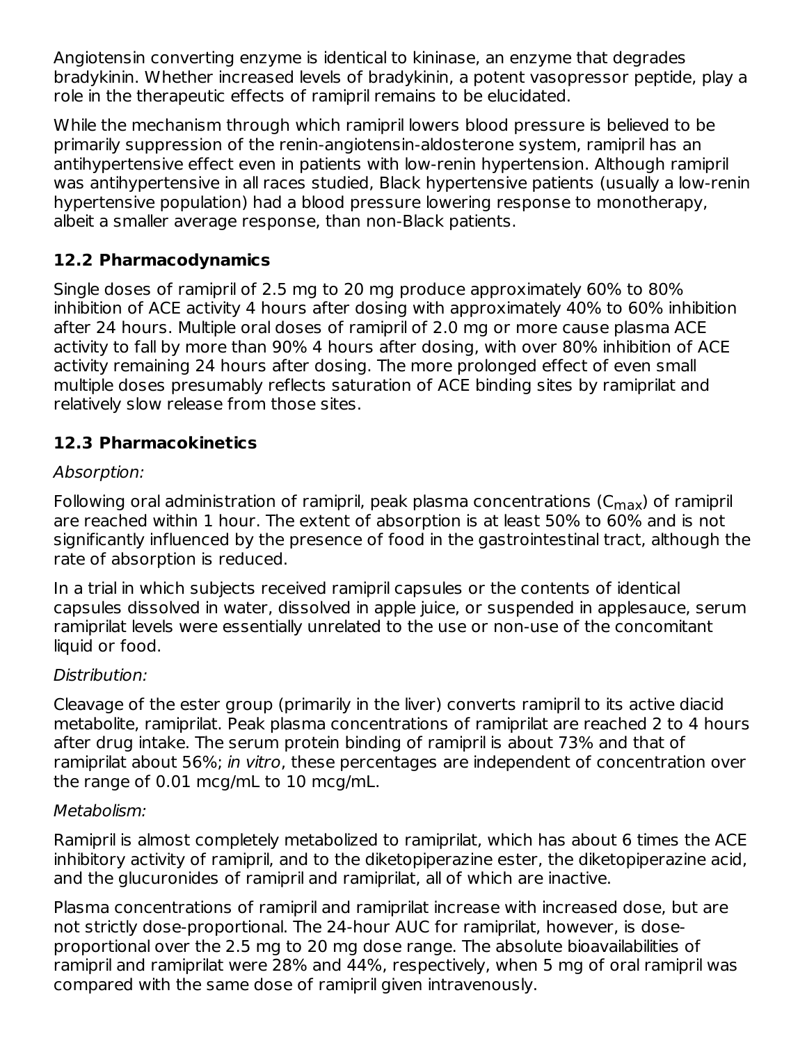Angiotensin converting enzyme is identical to kininase, an enzyme that degrades bradykinin. Whether increased levels of bradykinin, a potent vasopressor peptide, play a role in the therapeutic effects of ramipril remains to be elucidated.

While the mechanism through which ramipril lowers blood pressure is believed to be primarily suppression of the renin-angiotensin-aldosterone system, ramipril has an antihypertensive effect even in patients with low-renin hypertension. Although ramipril was antihypertensive in all races studied, Black hypertensive patients (usually a low-renin hypertensive population) had a blood pressure lowering response to monotherapy, albeit a smaller average response, than non-Black patients.

## 12.2 Pharmacodynamics

Single doses of ramipril of 2.5 mg to 20 mg produce approximately 60% to 80% inhibition of ACE activity 4 hours after dosing with approximately 40% to 60% inhibition after 24 hours. Multiple oral doses of ramipril of 2.0 mg or more cause plasma ACE activity to fall by more than 90% 4 hours after dosing, with over 80% inhibition of ACE activity remaining 24 hours after dosing. The more prolonged effect of even small multiple doses presumably reflects saturation of ACE binding sites by ramiprilat and relatively slow release from those sites.

## 12.3 Pharmacokinetics

*Absorption:*

Following oral administration of ramipril, peak plasma concentrations ($C_{max}$) of ramipril are reached within 1 hour. The extent of absorption is at least 50% to 60% and is not significantly influenced by the presence of food in the gastrointestinal tract, although the rate of absorption is reduced.

In a trial in which subjects received ramipril capsules or the contents of identical capsules dissolved in water, dissolved in apple juice, or suspended in applesauce, serum ramiprilat levels were essentially unrelated to the use or non-use of the concomitant liquid or food.

*Distribution:*

Cleavage of the ester group (primarily in the liver) converts ramipril to its active diacid metabolite, ramiprilat. Peak plasma concentrations of ramiprilat are reached 2 to 4 hours after drug intake. The serum protein binding of ramipril is about 73% and that of ramiprilat about 56%; *in vitro*, these percentages are independent of concentration over the range of 0.01 mcg/mL to 10 mcg/mL.

*Metabolism:*

Ramipril is almost completely metabolized to ramiprilat, which has about 6 times the ACE inhibitory activity of ramipril, and to the diketopiperazine ester, the diketopiperazine acid, and the glucuronides of ramipril and ramiprilat, all of which are inactive.

Plasma concentrations of ramipril and ramiprilat increase with increased dose, but are not strictly dose-proportional. The 24-hour AUC for ramiprilat, however, is dose-proportional over the 2.5 mg to 20 mg dose range. The absolute bioavailabilities of ramipril and ramiprilat were 28% and 44%, respectively, when 5 mg of oral ramipril was compared with the same dose of ramipril given intravenously.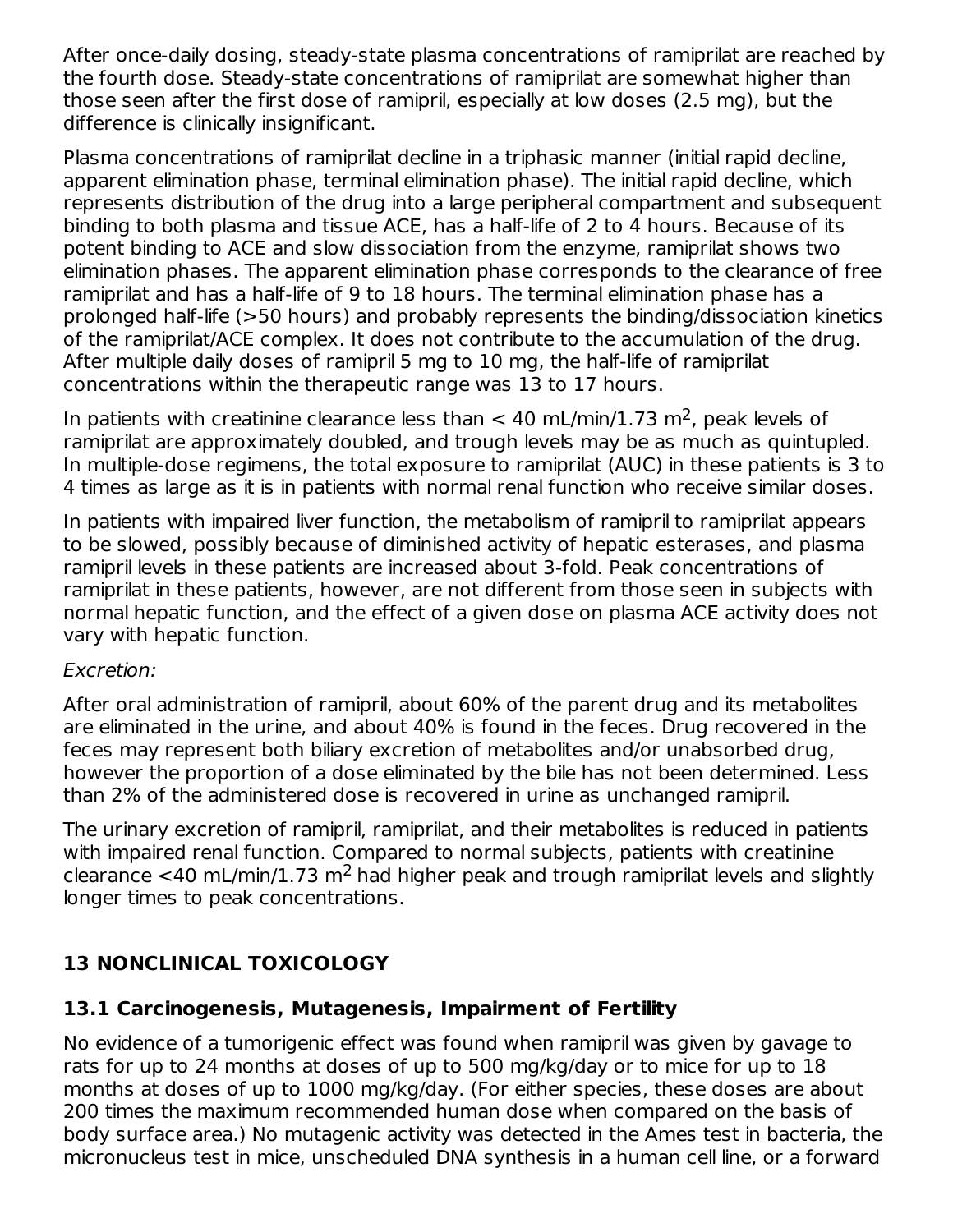After once-daily dosing, steady-state plasma concentrations of ramiprilat are reached by the fourth dose. Steady-state concentrations of ramiprilat are somewhat higher than those seen after the first dose of ramipril, especially at low doses (2.5 mg), but the difference is clinically insignificant.

Plasma concentrations of ramiprilat decline in a triphasic manner (initial rapid decline, apparent elimination phase, terminal elimination phase). The initial rapid decline, which represents distribution of the drug into a large peripheral compartment and subsequent binding to both plasma and tissue ACE, has a half-life of 2 to 4 hours. Because of its potent binding to ACE and slow dissociation from the enzyme, ramiprilat shows two elimination phases. The apparent elimination phase corresponds to the clearance of free ramiprilat and has a half-life of 9 to 18 hours. The terminal elimination phase has a prolonged half-life (>50 hours) and probably represents the binding/dissociation kinetics of the ramiprilat/ACE complex. It does not contribute to the accumulation of the drug. After multiple daily doses of ramipril 5 mg to 10 mg, the half-life of ramiprilat concentrations within the therapeutic range was 13 to 17 hours.

In patients with creatinine clearance less than < 40 mL/min/1.73 $m^2$, peak levels of ramiprilat are approximately doubled, and trough levels may be as much as quintupled. In multiple-dose regimens, the total exposure to ramiprilat (AUC) in these patients is 3 to 4 times as large as it is in patients with normal renal function who receive similar doses.

In patients with impaired liver function, the metabolism of ramipril to ramiprilat appears to be slowed, possibly because of diminished activity of hepatic esterases, and plasma ramipril levels in these patients are increased about 3-fold. Peak concentrations of ramiprilat in these patients, however, are not different from those seen in subjects with normal hepatic function, and the effect of a given dose on plasma ACE activity does not vary with hepatic function.

*Excretion:*

After oral administration of ramipril, about 60% of the parent drug and its metabolites are eliminated in the urine, and about 40% is found in the feces. Drug recovered in the feces may represent both biliary excretion of metabolites and/or unabsorbed drug, however the proportion of a dose eliminated by the bile has not been determined. Less than 2% of the administered dose is recovered in urine as unchanged ramipril.

The urinary excretion of ramipril, ramiprilat, and their metabolites is reduced in patients with impaired renal function. Compared to normal subjects, patients with creatinine clearance <40 mL/min/1.73 $m^2$ had higher peak and trough ramiprilat levels and slightly longer times to peak concentrations.

## 13 NONCLINICAL TOXICOLOGY

### 13.1 Carcinogenesis, Mutagenesis, Impairment of Fertility

No evidence of a tumorigenic effect was found when ramipril was given by gavage to rats for up to 24 months at doses of up to 500 mg/kg/day or to mice for up to 18 months at doses of up to 1000 mg/kg/day. (For either species, these doses are about 200 times the maximum recommended human dose when compared on the basis of body surface area.) No mutagenic activity was detected in the Ames test in bacteria, the micronucleus test in mice, unscheduled DNA synthesis in a human cell line, or a forward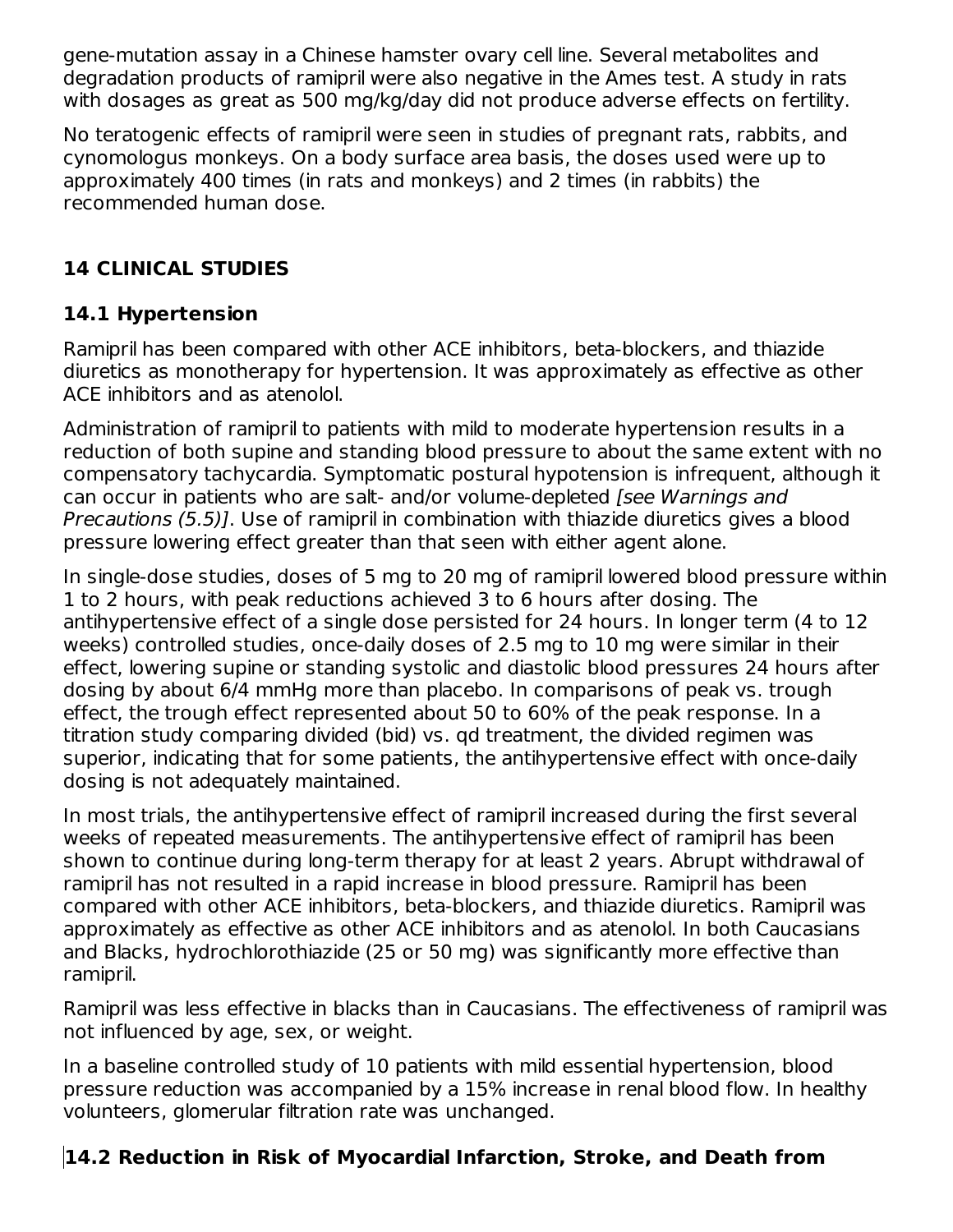gene-mutation assay in a Chinese hamster ovary cell line. Several metabolites and degradation products of ramipril were also negative in the Ames test. A study in rats with dosages as great as 500 mg/kg/day did not produce adverse effects on fertility.

No teratogenic effects of ramipril were seen in studies of pregnant rats, rabbits, and cynomologus monkeys. On a body surface area basis, the doses used were up to approximately 400 times (in rats and monkeys) and 2 times (in rabbits) the recommended human dose.

## 14 CLINICAL STUDIES

### 14.1 Hypertension

Ramipril has been compared with other ACE inhibitors, beta-blockers, and thiazide diuretics as monotherapy for hypertension. It was approximately as effective as other ACE inhibitors and as atenolol.

Administration of ramipril to patients with mild to moderate hypertension results in a reduction of both supine and standing blood pressure to about the same extent with no compensatory tachycardia. Symptomatic postural hypotension is infrequent, although it can occur in patients who are salt- and/or volume-depleted *[see Warnings and Precautions (5.5)]*. Use of ramipril in combination with thiazide diuretics gives a blood pressure lowering effect greater than that seen with either agent alone.

In single-dose studies, doses of 5 mg to 20 mg of ramipril lowered blood pressure within 1 to 2 hours, with peak reductions achieved 3 to 6 hours after dosing. The antihypertensive effect of a single dose persisted for 24 hours. In longer term (4 to 12 weeks) controlled studies, once-daily doses of 2.5 mg to 10 mg were similar in their effect, lowering supine or standing systolic and diastolic blood pressures 24 hours after dosing by about 6/4 mmHg more than placebo. In comparisons of peak vs. trough effect, the trough effect represented about 50 to 60% of the peak response. In a titration study comparing divided (bid) vs. qd treatment, the divided regimen was superior, indicating that for some patients, the antihypertensive effect with once-daily dosing is not adequately maintained.

In most trials, the antihypertensive effect of ramipril increased during the first several weeks of repeated measurements. The antihypertensive effect of ramipril has been shown to continue during long-term therapy for at least 2 years. Abrupt withdrawal of ramipril has not resulted in a rapid increase in blood pressure. Ramipril has been compared with other ACE inhibitors, beta-blockers, and thiazide diuretics. Ramipril was approximately as effective as other ACE inhibitors and as atenolol. In both Caucasians and Blacks, hydrochlorothiazide (25 or 50 mg) was significantly more effective than ramipril.

Ramipril was less effective in blacks than in Caucasians. The effectiveness of ramipril was not influenced by age, sex, or weight.

In a baseline controlled study of 10 patients with mild essential hypertension, blood pressure reduction was accompanied by a 15% increase in renal blood flow. In healthy volunteers, glomerular filtration rate was unchanged.

### 14.2 Reduction in Risk of Myocardial Infarction, Stroke, and Death from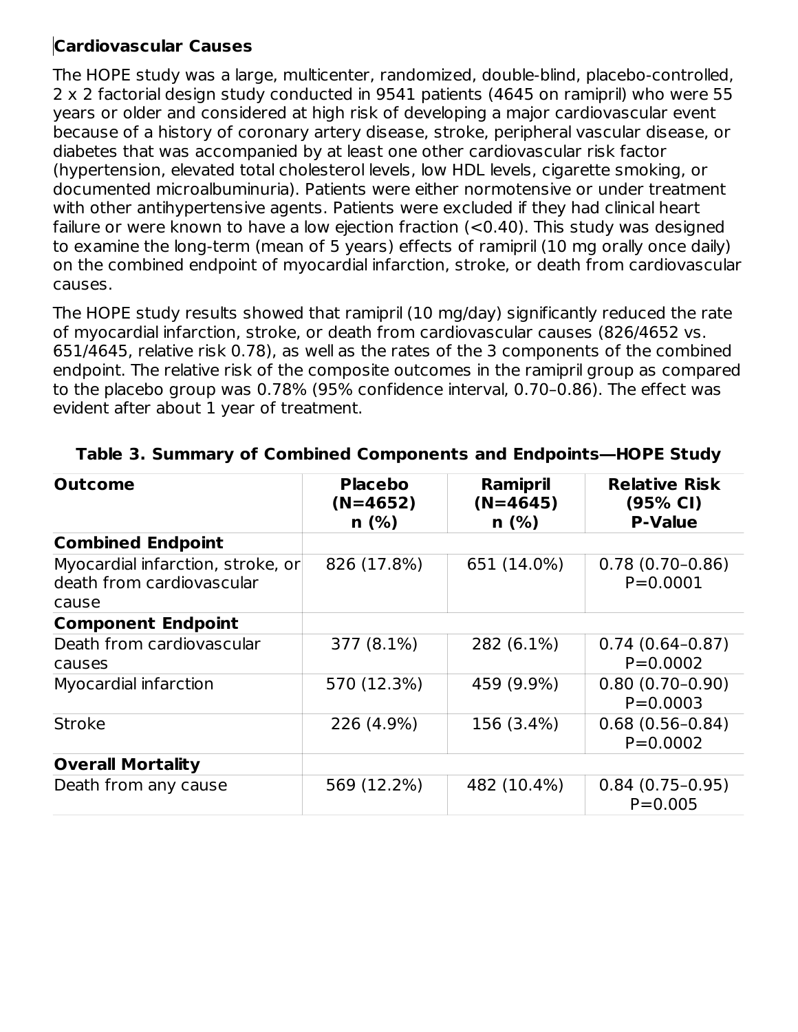**Cardiovascular Causes**

The HOPE study was a large, multicenter, randomized, double-blind, placebo-controlled, 2 x 2 factorial design study conducted in 9541 patients (4645 on ramipril) who were 55 years or older and considered at high risk of developing a major cardiovascular event because of a history of coronary artery disease, stroke, peripheral vascular disease, or diabetes that was accompanied by at least one other cardiovascular risk factor (hypertension, elevated total cholesterol levels, low HDL levels, cigarette smoking, or documented microalbuminuria). Patients were either normotensive or under treatment with other antihypertensive agents. Patients were excluded if they had clinical heart failure or were known to have a low ejection fraction (<0.40). This study was designed to examine the long-term (mean of 5 years) effects of ramipril (10 mg orally once daily) on the combined endpoint of myocardial infarction, stroke, or death from cardiovascular causes.

The HOPE study results showed that ramipril (10 mg/day) significantly reduced the rate of myocardial infarction, stroke, or death from cardiovascular causes (826/4652 vs. 651/4645, relative risk 0.78), as well as the rates of the 3 components of the combined endpoint. The relative risk of the composite outcomes in the ramipril group as compared to the placebo group was 0.78% (95% confidence interval, 0.70–0.86). The effect was evident after about 1 year of treatment.

**Table 3. Summary of Combined Components and Endpoints—HOPE Study**

| Outcome | Placebo (N=4652) n (%) | Ramipril (N=4645) n (%) | Relative Risk (95% CI) P-Value |
|---|---|---|---|
| **Combined Endpoint** | | | |
| Myocardial infarction, stroke, or death from cardiovascular cause | 826 (17.8%) | 651 (14.0%) | 0.78 (0.70–0.86) P=0.0001 |
| **Component Endpoint** | | | |
| Death from cardiovascular causes | 377 (8.1%) | 282 (6.1%) | 0.74 (0.64–0.87) P=0.0002 |
| Myocardial infarction | 570 (12.3%) | 459 (9.9%) | 0.80 (0.70–0.90) P=0.0003 |
| Stroke | 226 (4.9%) | 156 (3.4%) | 0.68 (0.56–0.84) P=0.0002 |
| **Overall Mortality** | | | |
| Death from any cause | 569 (12.2%) | 482 (10.4%) | 0.84 (0.75–0.95) P=0.005 |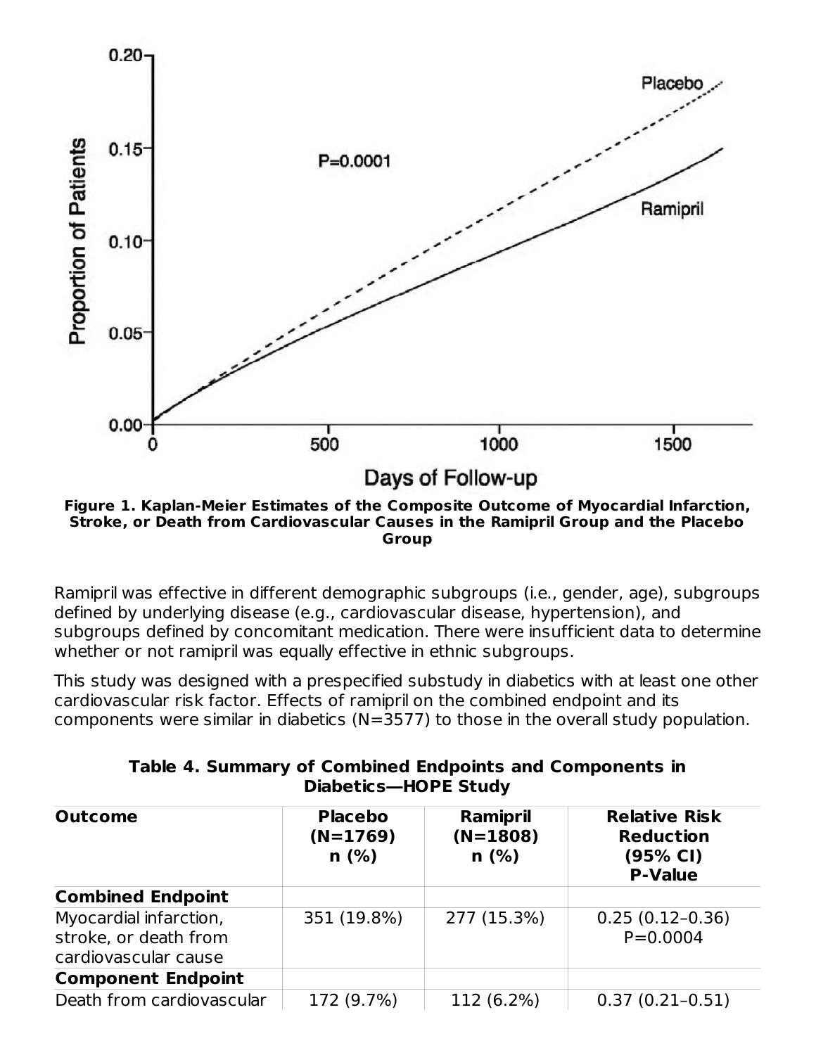**Figure 1. Kaplan-Meier Estimates of the Composite Outcome of Myocardial Infarction, Stroke, or Death from Cardiovascular Causes in the Ramipril Group and the Placebo Group**

Ramipril was effective in different demographic subgroups (i.e., gender, age), subgroups defined by underlying disease (e.g., cardiovascular disease, hypertension), and subgroups defined by concomitant medication. There were insufficient data to determine whether or not ramipril was equally effective in ethnic subgroups.

This study was designed with a prespecified substudy in diabetics with at least one other cardiovascular risk factor. Effects of ramipril on the combined endpoint and its components were similar in diabetics (N=3577) to those in the overall study population.

**Table 4. Summary of Combined Endpoints and Components in Diabetics—HOPE Study**

| Outcome | Placebo (N=1769) n (%) | Ramipril (N=1808) n (%) | Relative Risk Reduction (95% CI) P-Value |
|---|---|---|---|
| **Combined Endpoint** | | | |
| Myocardial infarction, stroke, or death from cardiovascular cause | 351 (19.8%) | 277 (15.3%) | 0.25 (0.12–0.36) P=0.0004 |
| **Component Endpoint** | | | |
| Death from cardiovascular | 172 (9.7%) | 112 (6.2%) | 0.37 (0.21–0.51) |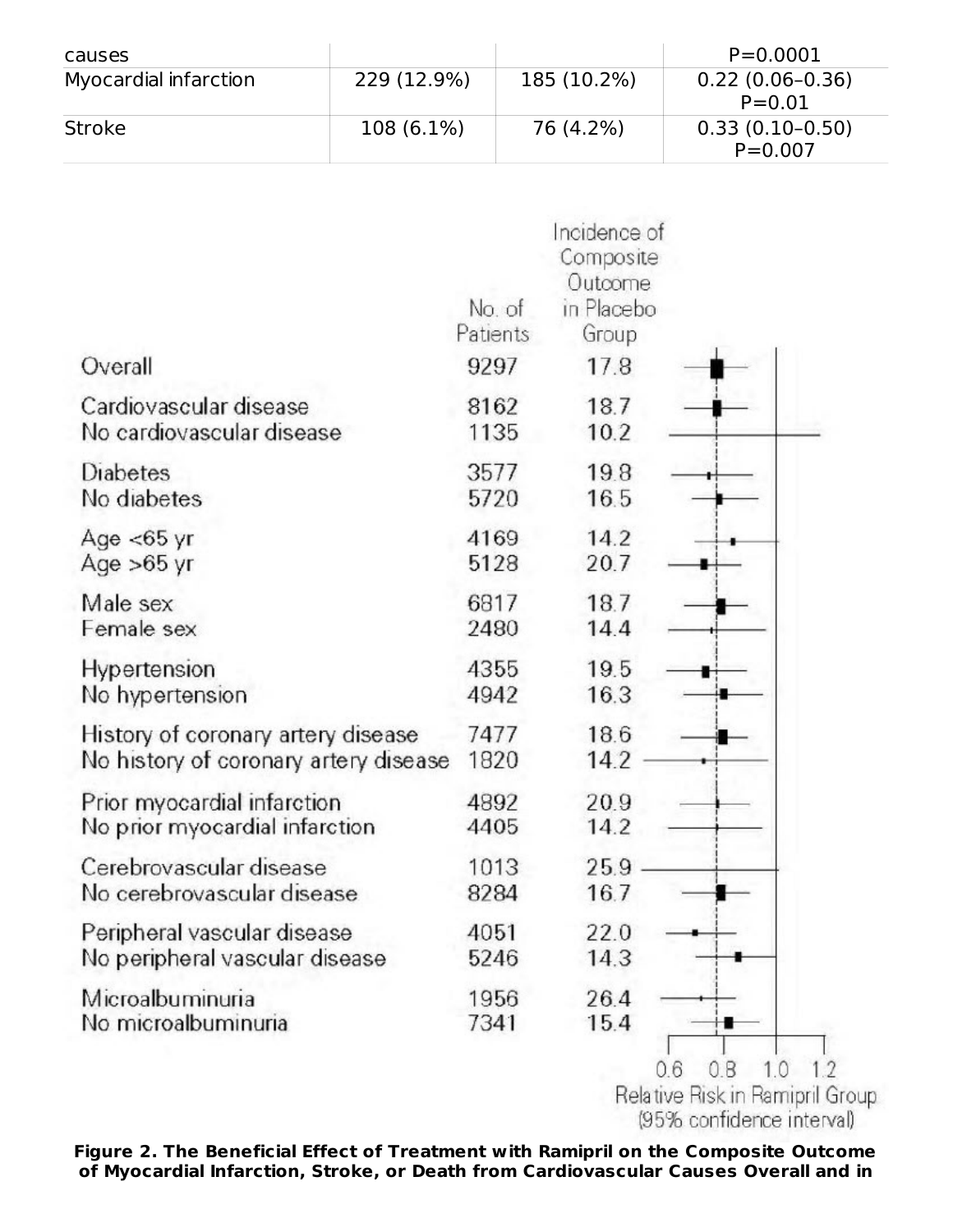| causes | | | P=0.0001 |
|---|---|---|---|
| Myocardial infarction | 229 (12.9%) | 185 (10.2%) | 0.22 (0.06–0.36) P=0.01 |
| Stroke | 108 (6.1%) | 76 (4.2%) | 0.33 (0.10–0.50) P=0.007 |

| | No. of Patients | Incidence of Composite Outcome in Placebo Group |
|---|---|---|
| Overall | 9297 | 17.8 |
| Cardiovascular disease | 8162 | 18.7 |
| No cardiovascular disease | 1135 | 10.2 |
| Diabetes | 3577 | 19.8 |
| No diabetes | 5720 | 16.5 |
| Age <65 yr | 4169 | 14.2 |
| Age >65 yr | 5128 | 20.7 |
| Male sex | 6817 | 18.7 |
| Female sex | 2480 | 14.4 |
| Hypertension | 4355 | 19.5 |
| No hypertension | 4942 | 16.3 |
| History of coronary artery disease | 7477 | 18.6 |
| No history of coronary artery disease | 1820 | 14.2 |
| Prior myocardial infarction | 4892 | 20.9 |
| No prior myocardial infarction | 4405 | 14.2 |
| Cerebrovascular disease | 1013 | 25.9 |
| No cerebrovascular disease | 8284 | 16.7 |
| Peripheral vascular disease | 4051 | 22.0 |
| No peripheral vascular disease | 5246 | 14.3 |
| Microalbuminuria | 1956 | 26.4 |
| No microalbuminuria | 7341 | 15.4 |

Relative Risk in Ramipril Group (95% confidence interval)

**Figure 2. The Beneficial Effect of Treatment with Ramipril on the Composite Outcome of Myocardial Infarction, Stroke, or Death from Cardiovascular Causes Overall and in**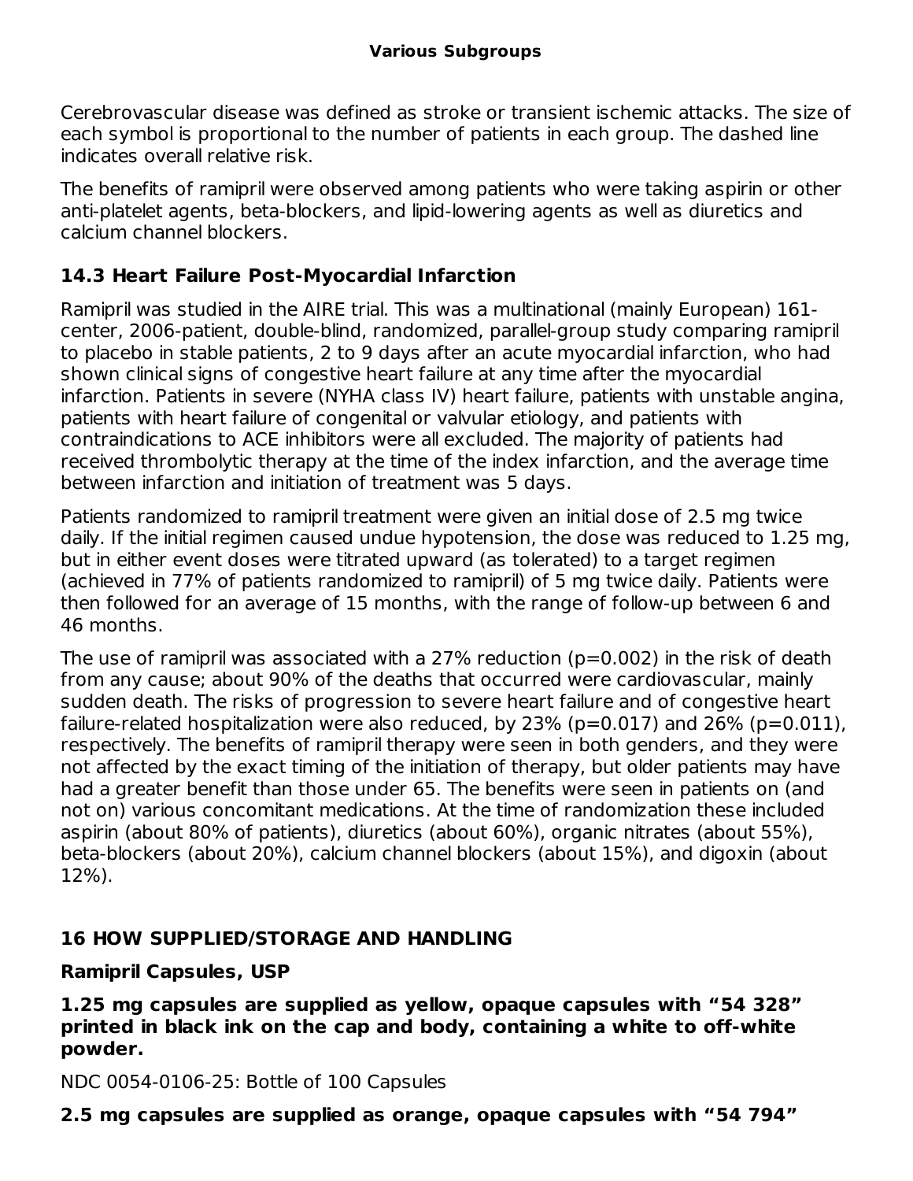**Various Subgroups**

Cerebrovascular disease was defined as stroke or transient ischemic attacks. The size of each symbol is proportional to the number of patients in each group. The dashed line indicates overall relative risk.

The benefits of ramipril were observed among patients who were taking aspirin or other anti-platelet agents, beta-blockers, and lipid-lowering agents as well as diuretics and calcium channel blockers.

### 14.3 Heart Failure Post-Myocardial Infarction

Ramipril was studied in the AIRE trial. This was a multinational (mainly European) 161-center, 2006-patient, double-blind, randomized, parallel-group study comparing ramipril to placebo in stable patients, 2 to 9 days after an acute myocardial infarction, who had shown clinical signs of congestive heart failure at any time after the myocardial infarction. Patients in severe (NYHA class IV) heart failure, patients with unstable angina, patients with heart failure of congenital or valvular etiology, and patients with contraindications to ACE inhibitors were all excluded. The majority of patients had received thrombolytic therapy at the time of the index infarction, and the average time between infarction and initiation of treatment was 5 days.

Patients randomized to ramipril treatment were given an initial dose of 2.5 mg twice daily. If the initial regimen caused undue hypotension, the dose was reduced to 1.25 mg, but in either event doses were titrated upward (as tolerated) to a target regimen (achieved in 77% of patients randomized to ramipril) of 5 mg twice daily. Patients were then followed for an average of 15 months, with the range of follow-up between 6 and 46 months.

The use of ramipril was associated with a 27% reduction (p=0.002) in the risk of death from any cause; about 90% of the deaths that occurred were cardiovascular, mainly sudden death. The risks of progression to severe heart failure and of congestive heart failure-related hospitalization were also reduced, by 23% (p=0.017) and 26% (p=0.011), respectively. The benefits of ramipril therapy were seen in both genders, and they were not affected by the exact timing of the initiation of therapy, but older patients may have had a greater benefit than those under 65. The benefits were seen in patients on (and not on) various concomitant medications. At the time of randomization these included aspirin (about 80% of patients), diuretics (about 60%), organic nitrates (about 55%), beta-blockers (about 20%), calcium channel blockers (about 15%), and digoxin (about 12%).

## 16 HOW SUPPLIED/STORAGE AND HANDLING

**Ramipril Capsules, USP**

**1.25 mg capsules are supplied as yellow, opaque capsules with "54 328" printed in black ink on the cap and body, containing a white to off-white powder.**

NDC 0054-0106-25: Bottle of 100 Capsules

**2.5 mg capsules are supplied as orange, opaque capsules with "54 794"**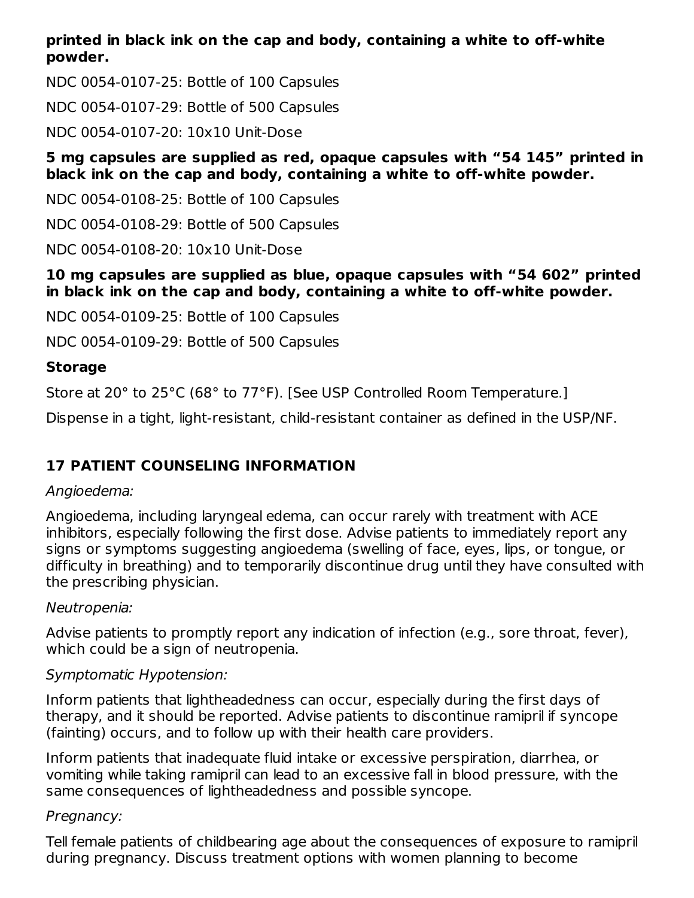**printed in black ink on the cap and body, containing a white to off-white powder.**

NDC 0054-0107-25: Bottle of 100 Capsules

NDC 0054-0107-29: Bottle of 500 Capsules

NDC 0054-0107-20: 10x10 Unit-Dose

**5 mg capsules are supplied as red, opaque capsules with "54 145" printed in black ink on the cap and body, containing a white to off-white powder.**

NDC 0054-0108-25: Bottle of 100 Capsules

NDC 0054-0108-29: Bottle of 500 Capsules

NDC 0054-0108-20: 10x10 Unit-Dose

**10 mg capsules are supplied as blue, opaque capsules with "54 602" printed in black ink on the cap and body, containing a white to off-white powder.**

NDC 0054-0109-25: Bottle of 100 Capsules

NDC 0054-0109-29: Bottle of 500 Capsules

**Storage**

Store at 20° to 25°C (68° to 77°F). [See USP Controlled Room Temperature.]

Dispense in a tight, light-resistant, child-resistant container as defined in the USP/NF.

## 17 PATIENT COUNSELING INFORMATION

*Angioedema:*

Angioedema, including laryngeal edema, can occur rarely with treatment with ACE inhibitors, especially following the first dose. Advise patients to immediately report any signs or symptoms suggesting angioedema (swelling of face, eyes, lips, or tongue, or difficulty in breathing) and to temporarily discontinue drug until they have consulted with the prescribing physician.

*Neutropenia:*

Advise patients to promptly report any indication of infection (e.g., sore throat, fever), which could be a sign of neutropenia.

*Symptomatic Hypotension:*

Inform patients that lightheadedness can occur, especially during the first days of therapy, and it should be reported. Advise patients to discontinue ramipril if syncope (fainting) occurs, and to follow up with their health care providers.

Inform patients that inadequate fluid intake or excessive perspiration, diarrhea, or vomiting while taking ramipril can lead to an excessive fall in blood pressure, with the same consequences of lightheadedness and possible syncope.

*Pregnancy:*

Tell female patients of childbearing age about the consequences of exposure to ramipril during pregnancy. Discuss treatment options with women planning to become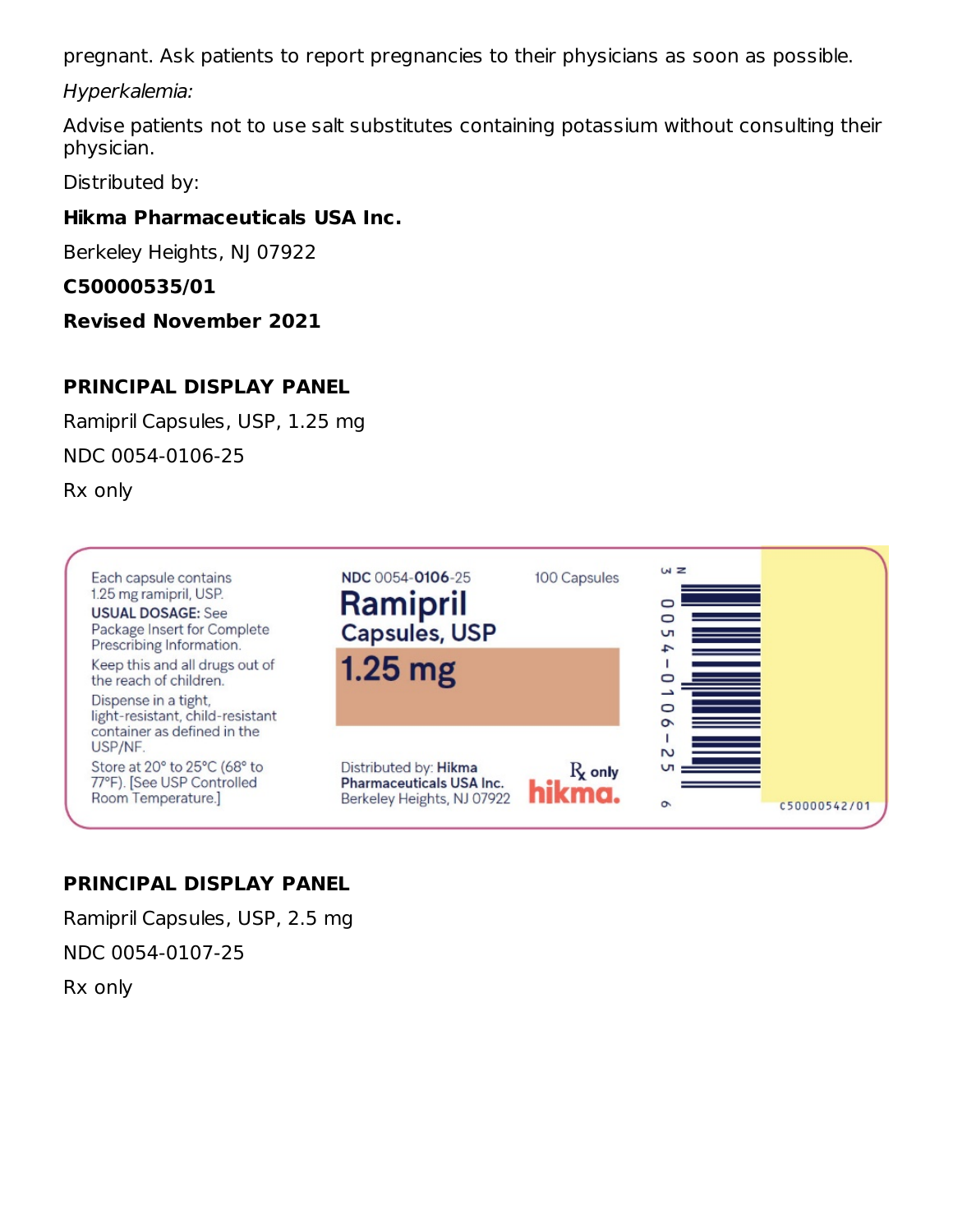pregnant. Ask patients to report pregnancies to their physicians as soon as possible.

*Hyperkalemia:*

Advise patients not to use salt substitutes containing potassium without consulting their physician.

Distributed by:

**Hikma Pharmaceuticals USA Inc.**

Berkeley Heights, NJ 07922

**C50000535/01**

**Revised November 2021**

**PRINCIPAL DISPLAY PANEL**

Ramipril Capsules, USP, 1.25 mg

NDC 0054-0106-25

Rx only

Each capsule contains 1.25 mg ramipril, USP.

**USUAL DOSAGE:** See Package Insert for Complete Prescribing Information.

Keep this and all drugs out of the reach of children.

Dispense in a tight, light-resistant, child-resistant container as defined in the USP/NF.

Store at 20° to 25°C (68° to 77°F). [See USP Controlled Room Temperature.]

NDC 0054-**0106**-25

100 Capsules

**Ramipril Capsules, USP**

**1.25 mg**

Distributed by: **Hikma Pharmaceuticals USA Inc.** Berkeley Heights, NJ 07922

Rx only

hikma.

N 3 0054-0106-25 9

C50000542/01

**PRINCIPAL DISPLAY PANEL**

Ramipril Capsules, USP, 2.5 mg

NDC 0054-0107-25

Rx only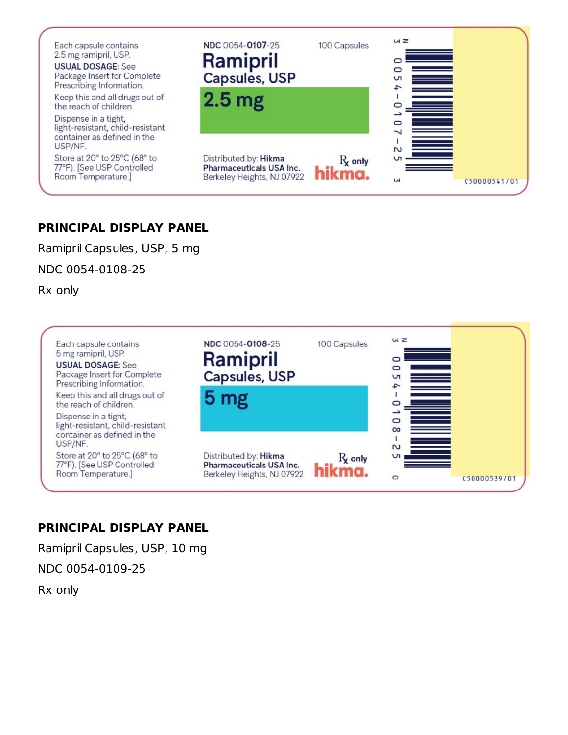Each capsule contains 2.5 mg ramipril, USP.

**USUAL DOSAGE:** See Package Insert for Complete Prescribing Information.

Keep this and all drugs out of the reach of children.

Dispense in a tight, light-resistant, child-resistant container as defined in the USP/NF.

Store at 20° to 25°C (68° to 77°F). [See USP Controlled Room Temperature.]

**NDC** 0054-**0107**-25

100 Capsules

**Ramipril Capsules, USP**

**2.5 mg**

Distributed by: **Hikma Pharmaceuticals USA Inc.** Berkeley Heights, NJ 07922

℞ only

hikma.

N 3 0054-0107-25 3

C50000541/01

**PRINCIPAL DISPLAY PANEL**

Ramipril Capsules, USP, 5 mg

NDC 0054-0108-25

Rx only

Each capsule contains 5 mg ramipril, USP.

**USUAL DOSAGE:** See Package Insert for Complete Prescribing Information.

Keep this and all drugs out of the reach of children.

Dispense in a tight, light-resistant, child-resistant container as defined in the USP/NF.

Store at 20° to 25°C (68° to 77°F). [See USP Controlled Room Temperature.]

**NDC** 0054-**0108**-25

100 Capsules

**Ramipril Capsules, USP**

**5 mg**

Distributed by: **Hikma Pharmaceuticals USA Inc.** Berkeley Heights, NJ 07922

℞ only

hikma.

N 3 0054-0108-25 0

C50000539/01

**PRINCIPAL DISPLAY PANEL**

Ramipril Capsules, USP, 10 mg

NDC 0054-0109-25

Rx only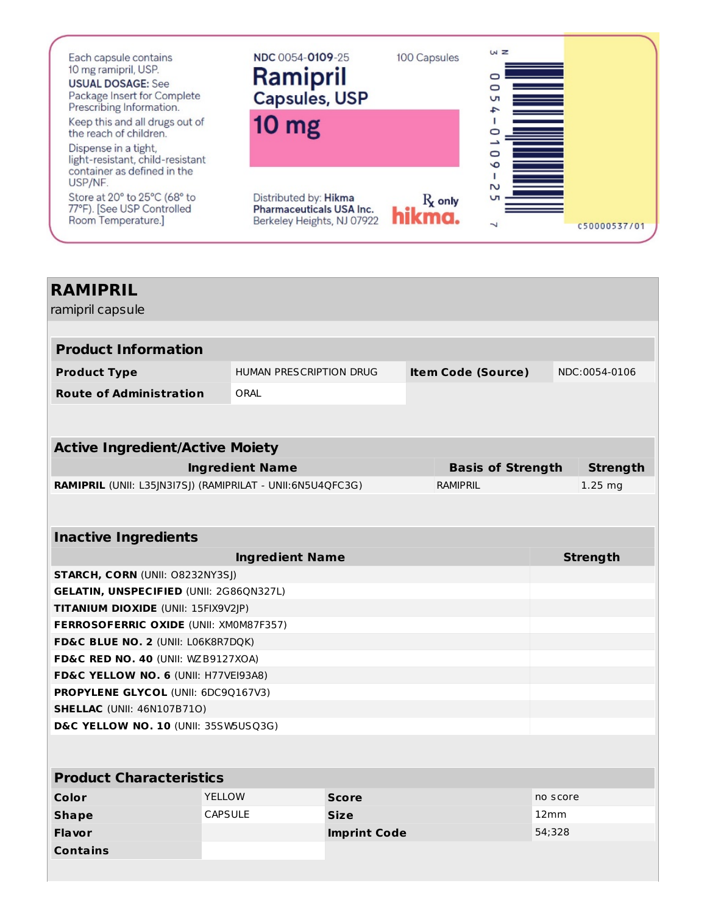Each capsule contains 10 mg ramipril, USP.

**USUAL DOSAGE:** See Package Insert for Complete Prescribing Information.

Keep this and all drugs out of the reach of children.

Dispense in a tight, light-resistant, child-resistant container as defined in the USP/NF.

Store at 20° to 25°C (68° to 77°F). [See USP Controlled Room Temperature.]

NDC 0054-**0109**-25

100 Capsules

# Ramipril Capsules, USP

## 10 mg

Distributed by: **Hikma Pharmaceuticals USA Inc.** Berkeley Heights, NJ 07922

℞ only

hikma.

N 3 0054-0109-25 7

C50000537/01

# RAMIPRIL

ramipril capsule

| Product Information | | | |
|---|---|---|---|
| **Product Type** | HUMAN PRESCRIPTION DRUG | **Item Code (Source)** | NDC:0054-0106 |
| **Route of Administration** | ORAL | | |

| Active Ingredient/Active Moiety | | |
|---|---|---|
| **Ingredient Name** | **Basis of Strength** | **Strength** |
| **RAMIPRIL** (UNII: L35JN3I7SJ) (RAMIPRILAT - UNII:6N5U4QFC3G) | RAMIPRIL | 1.25 mg |

| Inactive Ingredients | |
|---|---|
| **Ingredient Name** | **Strength** |
| **STARCH, CORN** (UNII: O8232NY3SJ) | |
| **GELATIN, UNSPECIFIED** (UNII: 2G86QN327L) | |
| **TITANIUM DIOXIDE** (UNII: 15FIX9V2JP) | |
| **FERROSOFERRIC OXIDE** (UNII: XM0M87F357) | |
| **FD&C BLUE NO. 2** (UNII: L06K8R7DQK) | |
| **FD&C RED NO. 40** (UNII: WZB9127XOA) | |
| **FD&C YELLOW NO. 6** (UNII: H77VEI93A8) | |
| **PROPYLENE GLYCOL** (UNII: 6DC9Q167V3) | |
| **SHELLAC** (UNII: 46N107B71O) | |
| **D&C YELLOW NO. 10** (UNII: 35SW5USQ3G) | |

| Product Characteristics | | | |
|---|---|---|---|
| **Color** | YELLOW | **Score** | no score |
| **Shape** | CAPSULE | **Size** | 12mm |
| **Flavor** | | **Imprint Code** | 54;328 |
| **Contains** | | | |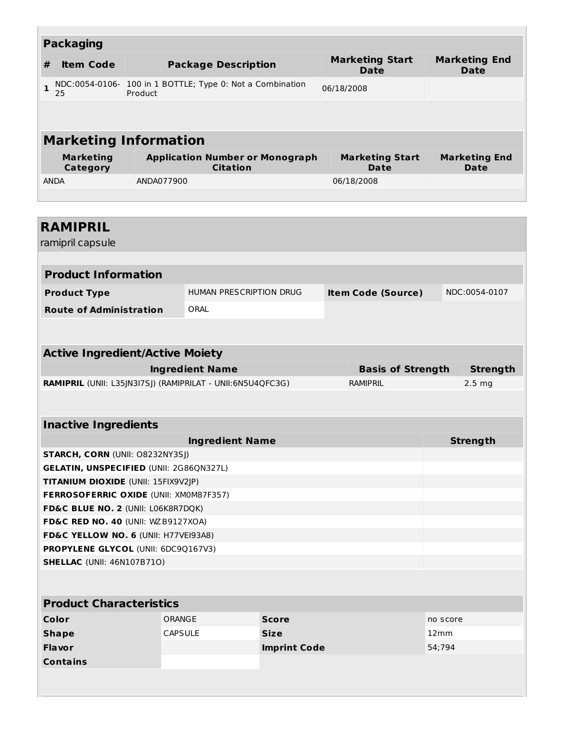## Packaging

| # | Item Code | Package Description | Marketing Start Date | Marketing End Date |
|---|---|---|---|---|
| 1 | NDC:0054-0106-25 | 100 in 1 BOTTLE; Type 0: Not a Combination Product | 06/18/2008 | |

## Marketing Information

| Marketing Category | Application Number or Monograph Citation | Marketing Start Date | Marketing End Date |
|---|---|---|---|
| ANDA | ANDA077900 | 06/18/2008 | |

# RAMIPRIL

ramipril capsule

## Product Information

| | | | |
|---|---|---|---|
| **Product Type** | HUMAN PRESCRIPTION DRUG | **Item Code (Source)** | NDC:0054-0107 |
| **Route of Administration** | ORAL | | |

## Active Ingredient/Active Moiety

| Ingredient Name | Basis of Strength | Strength |
|---|---|---|
| **RAMIPRIL** (UNII: L35JN3I7SJ) (RAMIPRILAT - UNII:6N5U4QFC3G) | RAMIPRIL | 2.5 mg |

## Inactive Ingredients

| Ingredient Name | Strength |
|---|---|
| **STARCH, CORN** (UNII: O8232NY3SJ) | |
| **GELATIN, UNSPECIFIED** (UNII: 2G86QN327L) | |
| **TITANIUM DIOXIDE** (UNII: 15FIX9V2JP) | |
| **FERROSOFERRIC OXIDE** (UNII: XM0M87F357) | |
| **FD&C BLUE NO. 2** (UNII: L06K8R7DQK) | |
| **FD&C RED NO. 40** (UNII: WZB9127XOA) | |
| **FD&C YELLOW NO. 6** (UNII: H77VEI93A8) | |
| **PROPYLENE GLYCOL** (UNII: 6DC9Q167V3) | |
| **SHELLAC** (UNII: 46N107B71O) | |

## Product Characteristics

| | | | |
|---|---|---|---|
| **Color** | ORANGE | **Score** | no score |
| **Shape** | CAPSULE | **Size** | 12mm |
| **Flavor** | | **Imprint Code** | 54;794 |
| **Contains** | | | |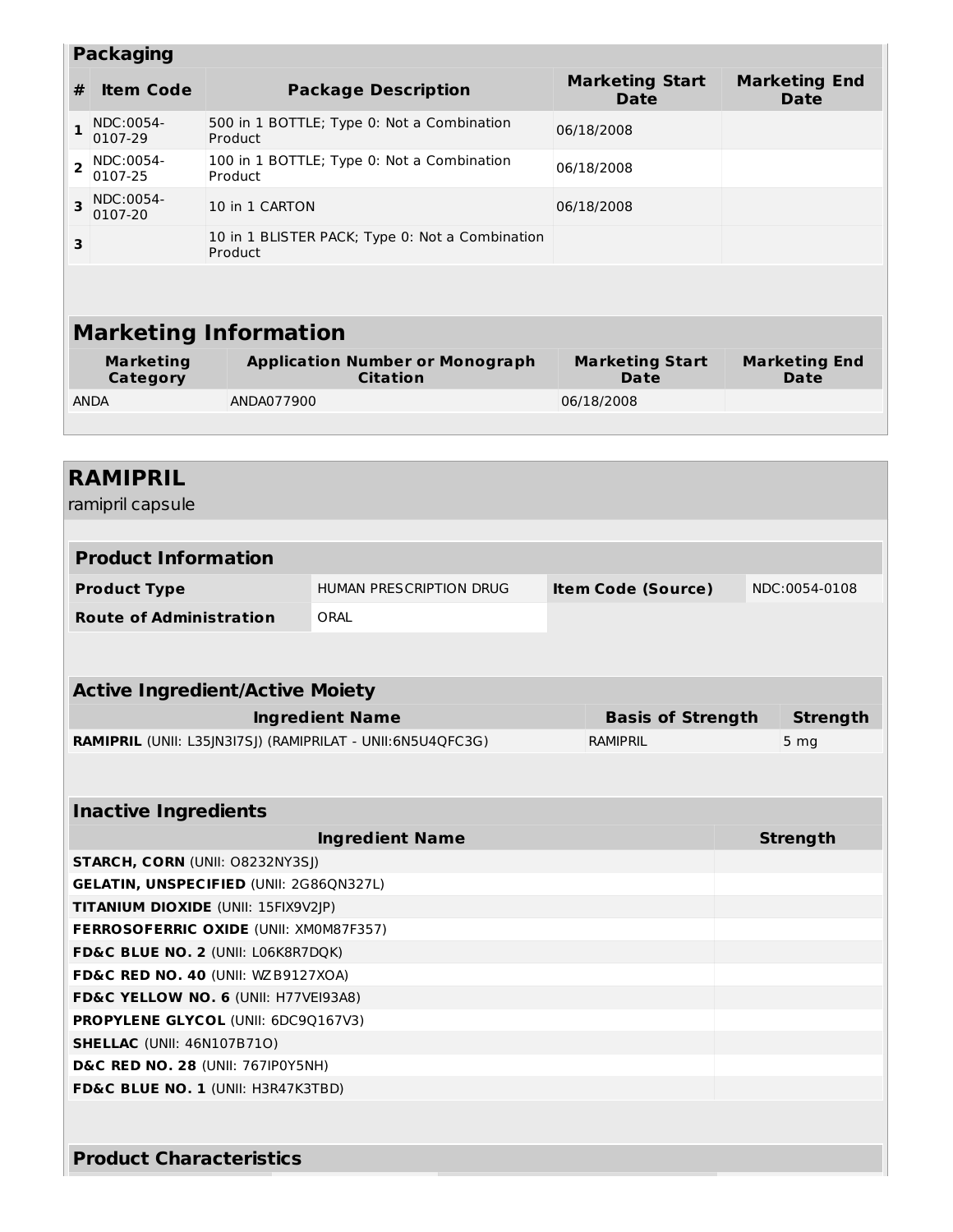### Packaging

| # | Item Code | Package Description | Marketing Start Date | Marketing End Date |
|---|---|---|---|---|
| 1 | NDC:0054-0107-29 | 500 in 1 BOTTLE; Type 0: Not a Combination Product | 06/18/2008 | |
| 2 | NDC:0054-0107-25 | 100 in 1 BOTTLE; Type 0: Not a Combination Product | 06/18/2008 | |
| 3 | NDC:0054-0107-20 | 10 in 1 CARTON | 06/18/2008 | |
| 3 | | 10 in 1 BLISTER PACK; Type 0: Not a Combination Product | | |

## Marketing Information

| Marketing Category | Application Number or Monograph Citation | Marketing Start Date | Marketing End Date |
|---|---|---|---|
| ANDA | ANDA077900 | 06/18/2008 | |

# RAMIPRIL

ramipril capsule

### Product Information

| | | | |
|---|---|---|---|
| **Product Type** | HUMAN PRESCRIPTION DRUG | **Item Code (Source)** | NDC:0054-0108 |
| **Route of Administration** | ORAL | | |

### Active Ingredient/Active Moiety

| Ingredient Name | Basis of Strength | Strength |
|---|---|---|
| **RAMIPRIL** (UNII: L35JN3I7SJ) (RAMIPRILAT - UNII:6N5U4QFC3G) | RAMIPRIL | 5 mg |

### Inactive Ingredients

| Ingredient Name | Strength |
|---|---|
| **STARCH, CORN** (UNII: O8232NY3SJ) | |
| **GELATIN, UNSPECIFIED** (UNII: 2G86QN327L) | |
| **TITANIUM DIOXIDE** (UNII: 15FIX9V2JP) | |
| **FERROSOFERRIC OXIDE** (UNII: XM0M87F357) | |
| **FD&C BLUE NO. 2** (UNII: L06K8R7DQK) | |
| **FD&C RED NO. 40** (UNII: WZB9127XOA) | |
| **FD&C YELLOW NO. 6** (UNII: H77VEI93A8) | |
| **PROPYLENE GLYCOL** (UNII: 6DC9Q167V3) | |
| **SHELLAC** (UNII: 46N107B71O) | |
| **D&C RED NO. 28** (UNII: 767IP0Y5NH) | |
| **FD&C BLUE NO. 1** (UNII: H3R47K3TBD) | |

### Product Characteristics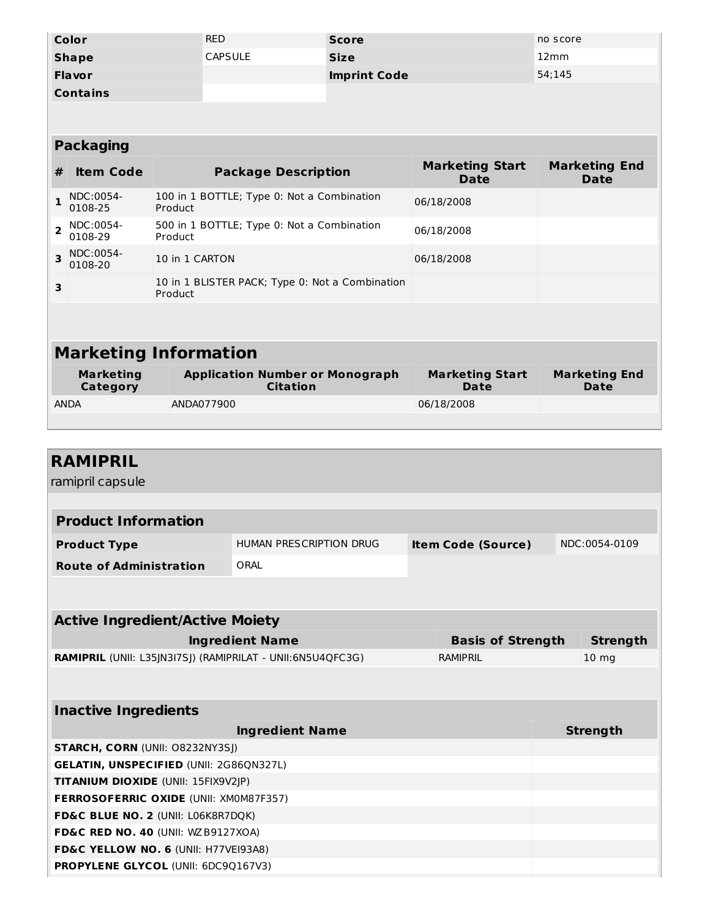| Color | RED | Score | no score |
| --- | --- | --- | --- |
| Shape | CAPSULE | Size | 12mm |
| Flavor | | Imprint Code | 54;145 |
| Contains | | | |

## Packaging

| # | Item Code | Package Description | Marketing Start Date | Marketing End Date |
| --- | --- | --- | --- | --- |
| 1 | NDC:0054-0108-25 | 100 in 1 BOTTLE; Type 0: Not a Combination Product | 06/18/2008 | |
| 2 | NDC:0054-0108-29 | 500 in 1 BOTTLE; Type 0: Not a Combination Product | 06/18/2008 | |
| 3 | NDC:0054-0108-20 | 10 in 1 CARTON | 06/18/2008 | |
| 3 | | 10 in 1 BLISTER PACK; Type 0: Not a Combination Product | | |

## Marketing Information

| Marketing Category | Application Number or Monograph Citation | Marketing Start Date | Marketing End Date |
| --- | --- | --- | --- |
| ANDA | ANDA077900 | 06/18/2008 | |

# RAMIPRIL

ramipril capsule

## Product Information

| Product Type | HUMAN PRESCRIPTION DRUG | Item Code (Source) | NDC:0054-0109 |
| --- | --- | --- | --- |
| Route of Administration | ORAL | | |

## Active Ingredient/Active Moiety

| Ingredient Name | Basis of Strength | Strength |
| --- | --- | --- |
| **RAMIPRIL** (UNII: L35JN3I7SJ) (RAMIPRILAT - UNII:6N5U4QFC3G) | RAMIPRIL | 10 mg |

## Inactive Ingredients

| Ingredient Name | Strength |
| --- | --- |
| **STARCH, CORN** (UNII: O8232NY3SJ) | |
| **GELATIN, UNSPECIFIED** (UNII: 2G86QN327L) | |
| **TITANIUM DIOXIDE** (UNII: 15FIX9V2JP) | |
| **FERROSOFERRIC OXIDE** (UNII: XM0M87F357) | |
| **FD&C BLUE NO. 2** (UNII: L06K8R7DQK) | |
| **FD&C RED NO. 40** (UNII: WZB9127XOA) | |
| **FD&C YELLOW NO. 6** (UNII: H77VEI93A8) | |
| **PROPYLENE GLYCOL** (UNII: 6DC9Q167V3) | |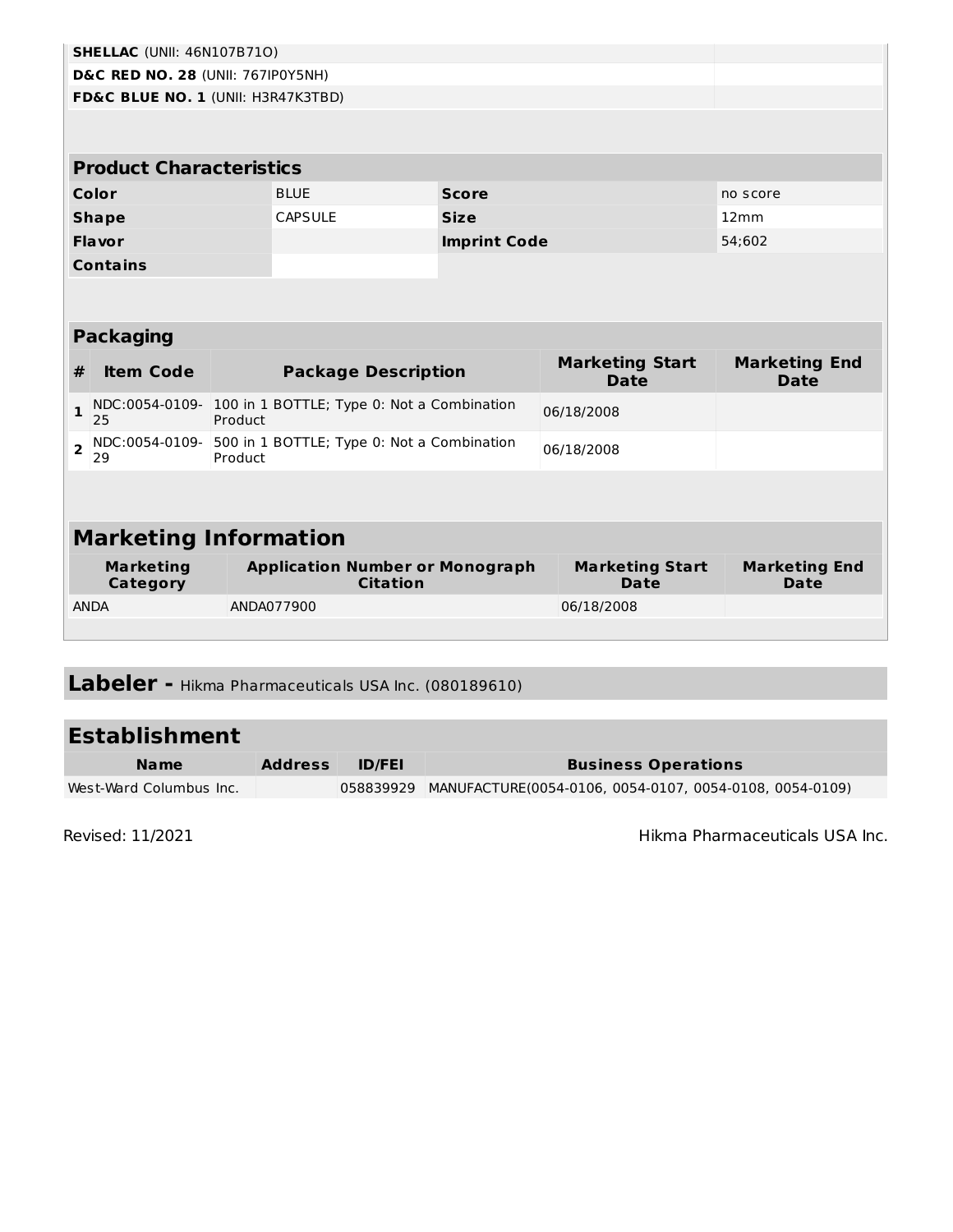| | |
|---|---|
| **SHELLAC** (UNII: 46N107B71O) | |
| **D&C RED NO. 28** (UNII: 767IP0Y5NH) | |
| **FD&C BLUE NO. 1** (UNII: H3R47K3TBD) | |

| **Product Characteristics** | | | |
|---|---|---|---|
| **Color** | BLUE | **Score** | no score |
| **Shape** | CAPSULE | **Size** | 12mm |
| **Flavor** | | **Imprint Code** | 54;602 |
| **Contains** | | | |

**Packaging**

| # | Item Code | Package Description | Marketing Start Date | Marketing End Date |
|---|---|---|---|---|
| 1 | NDC:0054-0109-25 | 100 in 1 BOTTLE; Type 0: Not a Combination Product | 06/18/2008 | |
| 2 | NDC:0054-0109-29 | 500 in 1 BOTTLE; Type 0: Not a Combination Product | 06/18/2008 | |

**Marketing Information**

| Marketing Category | Application Number or Monograph Citation | Marketing Start Date | Marketing End Date |
|---|---|---|---|
| ANDA | ANDA077900 | 06/18/2008 | |

**Labeler -** Hikma Pharmaceuticals USA Inc. (080189610)

**Establishment**

| Name | Address | ID/FEI | Business Operations |
|---|---|---|---|
| West-Ward Columbus Inc. | | 058839929 | MANUFACTURE(0054-0106, 0054-0107, 0054-0108, 0054-0109) |

Revised: 11/2021

Hikma Pharmaceuticals USA Inc.